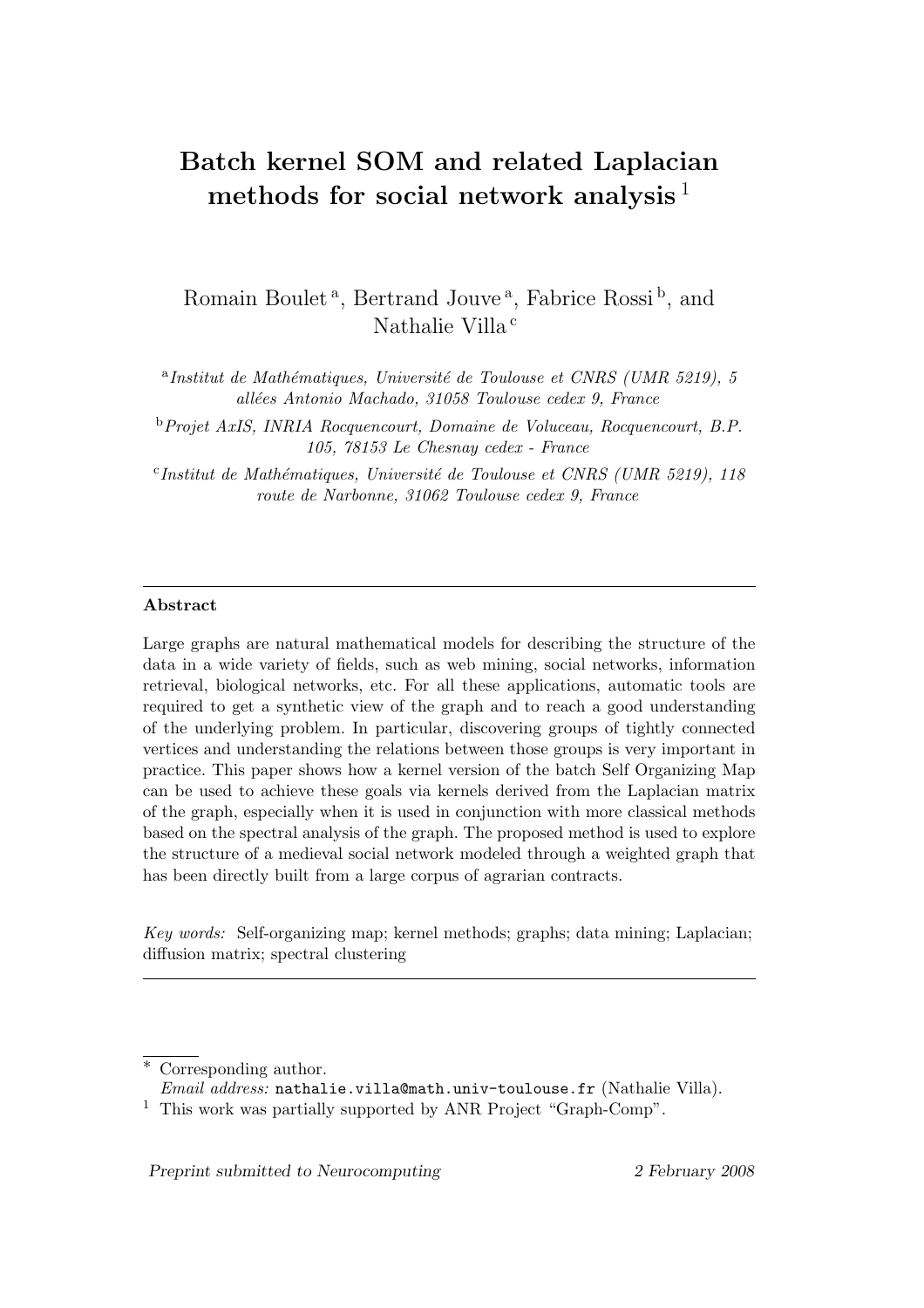# Batch kernel SOM and related Laplacian methods for social network analysis [1]

Romain Boulet [a], Bertrand Jouve [a], Fabrice Rossi [b], and Nathalie Villa [c]

[a] *Institut de Mathématiques, Université de Toulouse et CNRS (UMR 5219), 5 allées Antonio Machado, 31058 Toulouse cedex 9, France*

[b] *Projet AxIS, INRIA Rocquencourt, Domaine de Voluceau, Rocquencourt, B.P. 105, 78153 Le Chesnay cedex - France*

[c] *Institut de Mathématiques, Université de Toulouse et CNRS (UMR 5219), 118 route de Narbonne, 31062 Toulouse cedex 9, France*

---

**Abstract**

Large graphs are natural mathematical models for describing the structure of the data in a wide variety of fields, such as web mining, social networks, information retrieval, biological networks, etc. For all these applications, automatic tools are required to get a synthetic view of the graph and to reach a good understanding of the underlying problem. In particular, discovering groups of tightly connected vertices and understanding the relations between those groups is very important in practice. This paper shows how a kernel version of the batch Self Organizing Map can be used to achieve these goals via kernels derived from the Laplacian matrix of the graph, especially when it is used in conjunction with more classical methods based on the spectral analysis of the graph. The proposed method is used to explore the structure of a medieval social network modeled through a weighted graph that has been directly built from a large corpus of agrarian contracts.

*Key words:* Self-organizing map; kernel methods; graphs; data mining; Laplacian; diffusion matrix; spectral clustering

---

\* Corresponding author.
*Email address:* nathalie.villa@math.univ-toulouse.fr (Nathalie Villa).

[1] This work was partially supported by ANR Project "Graph-Comp".

*Preprint submitted to Neurocomputing* 2 February 2008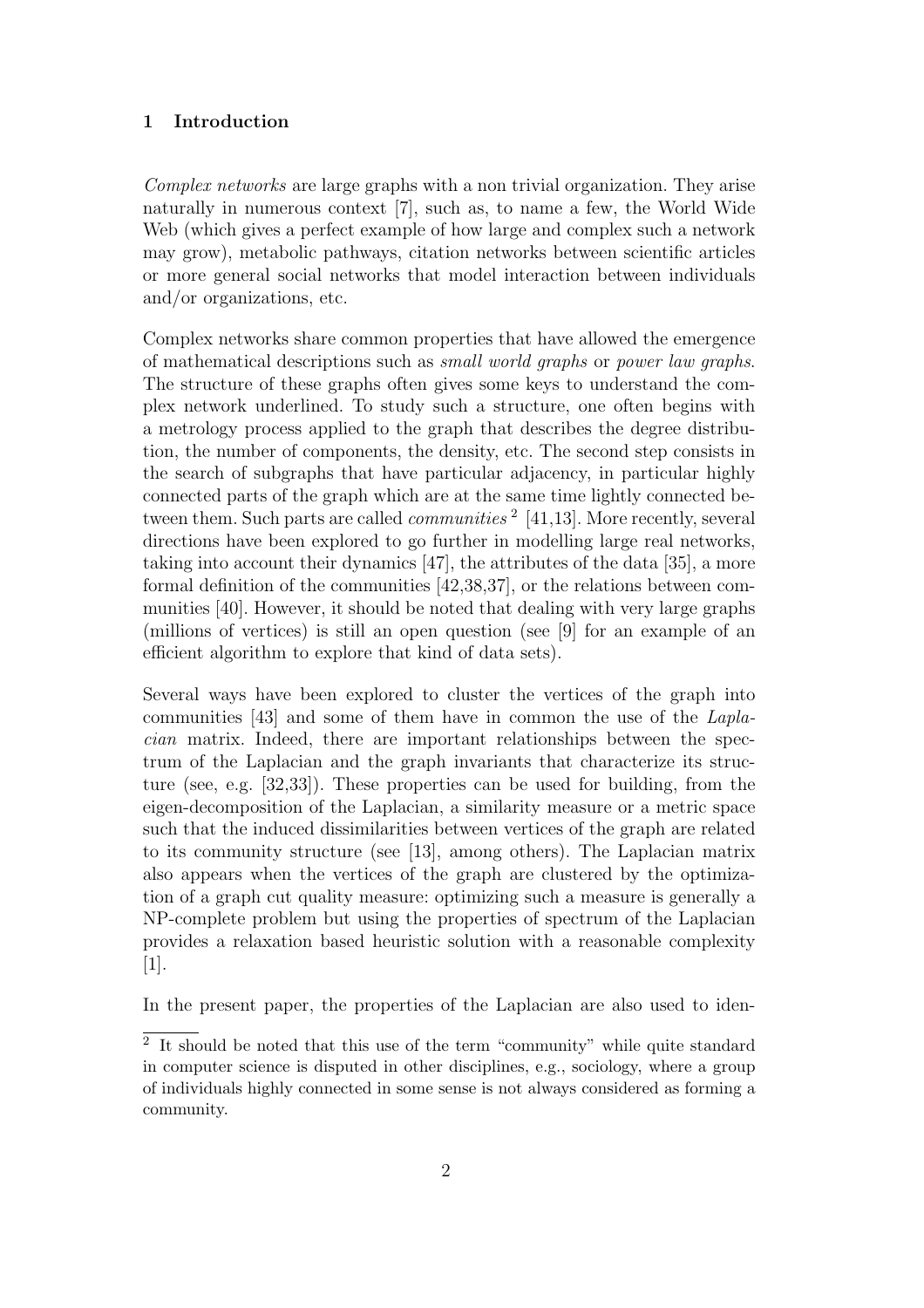## 1 Introduction

*Complex networks* are large graphs with a non trivial organization. They arise naturally in numerous context [7], such as, to name a few, the World Wide Web (which gives a perfect example of how large and complex such a network may grow), metabolic pathways, citation networks between scientific articles or more general social networks that model interaction between individuals and/or organizations, etc.

Complex networks share common properties that have allowed the emergence of mathematical descriptions such as *small world graphs* or *power law graphs*. The structure of these graphs often gives some keys to understand the complex network underlined. To study such a structure, one often begins with a metrology process applied to the graph that describes the degree distribution, the number of components, the density, etc. The second step consists in the search of subgraphs that have particular adjacency, in particular highly connected parts of the graph which are at the same time lightly connected between them. Such parts are called *communities* [2] [41,13]. More recently, several directions have been explored to go further in modelling large real networks, taking into account their dynamics [47], the attributes of the data [35], a more formal definition of the communities [42,38,37], or the relations between communities [40]. However, it should be noted that dealing with very large graphs (millions of vertices) is still an open question (see [9] for an example of an efficient algorithm to explore that kind of data sets).

Several ways have been explored to cluster the vertices of the graph into communities [43] and some of them have in common the use of the *Laplacian* matrix. Indeed, there are important relationships between the spectrum of the Laplacian and the graph invariants that characterize its structure (see, e.g. [32,33]). These properties can be used for building, from the eigen-decomposition of the Laplacian, a similarity measure or a metric space such that the induced dissimilarities between vertices of the graph are related to its community structure (see [13], among others). The Laplacian matrix also appears when the vertices of the graph are clustered by the optimization of a graph cut quality measure: optimizing such a measure is generally a NP-complete problem but using the properties of spectrum of the Laplacian provides a relaxation based heuristic solution with a reasonable complexity [1].

In the present paper, the properties of the Laplacian are also used to iden-

[2] It should be noted that this use of the term "community" while quite standard in computer science is disputed in other disciplines, e.g., sociology, where a group of individuals highly connected in some sense is not always considered as forming a community.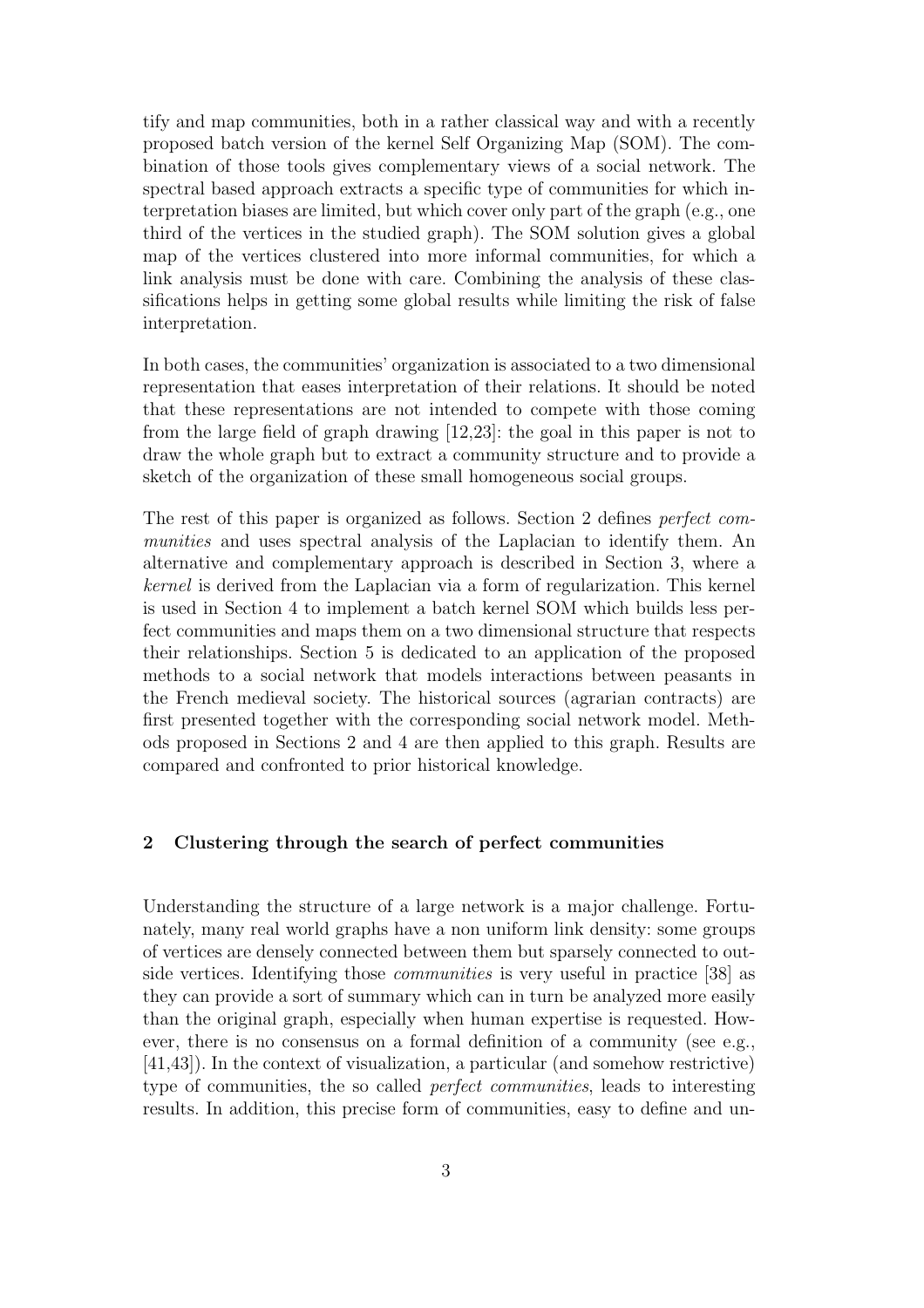tify and map communities, both in a rather classical way and with a recently proposed batch version of the kernel Self Organizing Map (SOM). The combination of those tools gives complementary views of a social network. The spectral based approach extracts a specific type of communities for which interpretation biases are limited, but which cover only part of the graph (e.g., one third of the vertices in the studied graph). The SOM solution gives a global map of the vertices clustered into more informal communities, for which a link analysis must be done with care. Combining the analysis of these classifications helps in getting some global results while limiting the risk of false interpretation.

In both cases, the communities' organization is associated to a two dimensional representation that eases interpretation of their relations. It should be noted that these representations are not intended to compete with those coming from the large field of graph drawing [12,23]: the goal in this paper is not to draw the whole graph but to extract a community structure and to provide a sketch of the organization of these small homogeneous social groups.

The rest of this paper is organized as follows. Section 2 defines *perfect communities* and uses spectral analysis of the Laplacian to identify them. An alternative and complementary approach is described in Section 3, where a *kernel* is derived from the Laplacian via a form of regularization. This kernel is used in Section 4 to implement a batch kernel SOM which builds less perfect communities and maps them on a two dimensional structure that respects their relationships. Section 5 is dedicated to an application of the proposed methods to a social network that models interactions between peasants in the French medieval society. The historical sources (agrarian contracts) are first presented together with the corresponding social network model. Methods proposed in Sections 2 and 4 are then applied to this graph. Results are compared and confronted to prior historical knowledge.

## 2 Clustering through the search of perfect communities

Understanding the structure of a large network is a major challenge. Fortunately, many real world graphs have a non uniform link density: some groups of vertices are densely connected between them but sparsely connected to outside vertices. Identifying those *communities* is very useful in practice [38] as they can provide a sort of summary which can in turn be analyzed more easily than the original graph, especially when human expertise is requested. However, there is no consensus on a formal definition of a community (see e.g., [41,43]). In the context of visualization, a particular (and somehow restrictive) type of communities, the so called *perfect communities*, leads to interesting results. In addition, this precise form of communities, easy to define and un-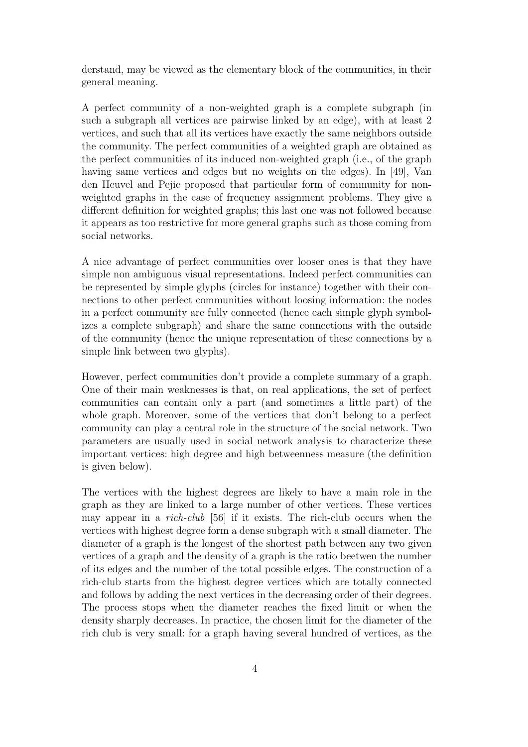derstand, may be viewed as the elementary block of the communities, in their general meaning.

A perfect community of a non-weighted graph is a complete subgraph (in such a subgraph all vertices are pairwise linked by an edge), with at least 2 vertices, and such that all its vertices have exactly the same neighbors outside the community. The perfect communities of a weighted graph are obtained as the perfect communities of its induced non-weighted graph (i.e., of the graph having same vertices and edges but no weights on the edges). In [49], Van den Heuvel and Pejic proposed that particular form of community for non-weighted graphs in the case of frequency assignment problems. They give a different definition for weighted graphs; this last one was not followed because it appears as too restrictive for more general graphs such as those coming from social networks.

A nice advantage of perfect communities over looser ones is that they have simple non ambiguous visual representations. Indeed perfect communities can be represented by simple glyphs (circles for instance) together with their connections to other perfect communities without loosing information: the nodes in a perfect community are fully connected (hence each simple glyph symbolizes a complete subgraph) and share the same connections with the outside of the community (hence the unique representation of these connections by a simple link between two glyphs).

However, perfect communities don't provide a complete summary of a graph. One of their main weaknesses is that, on real applications, the set of perfect communities can contain only a part (and sometimes a little part) of the whole graph. Moreover, some of the vertices that don't belong to a perfect community can play a central role in the structure of the social network. Two parameters are usually used in social network analysis to characterize these important vertices: high degree and high betweenness measure (the definition is given below).

The vertices with the highest degrees are likely to have a main role in the graph as they are linked to a large number of other vertices. These vertices may appear in a *rich-club* [56] if it exists. The rich-club occurs when the vertices with highest degree form a dense subgraph with a small diameter. The diameter of a graph is the longest of the shortest path between any two given vertices of a graph and the density of a graph is the ratio beetwen the number of its edges and the number of the total possible edges. The construction of a rich-club starts from the highest degree vertices which are totally connected and follows by adding the next vertices in the decreasing order of their degrees. The process stops when the diameter reaches the fixed limit or when the density sharply decreases. In practice, the chosen limit for the diameter of the rich club is very small: for a graph having several hundred of vertices, as the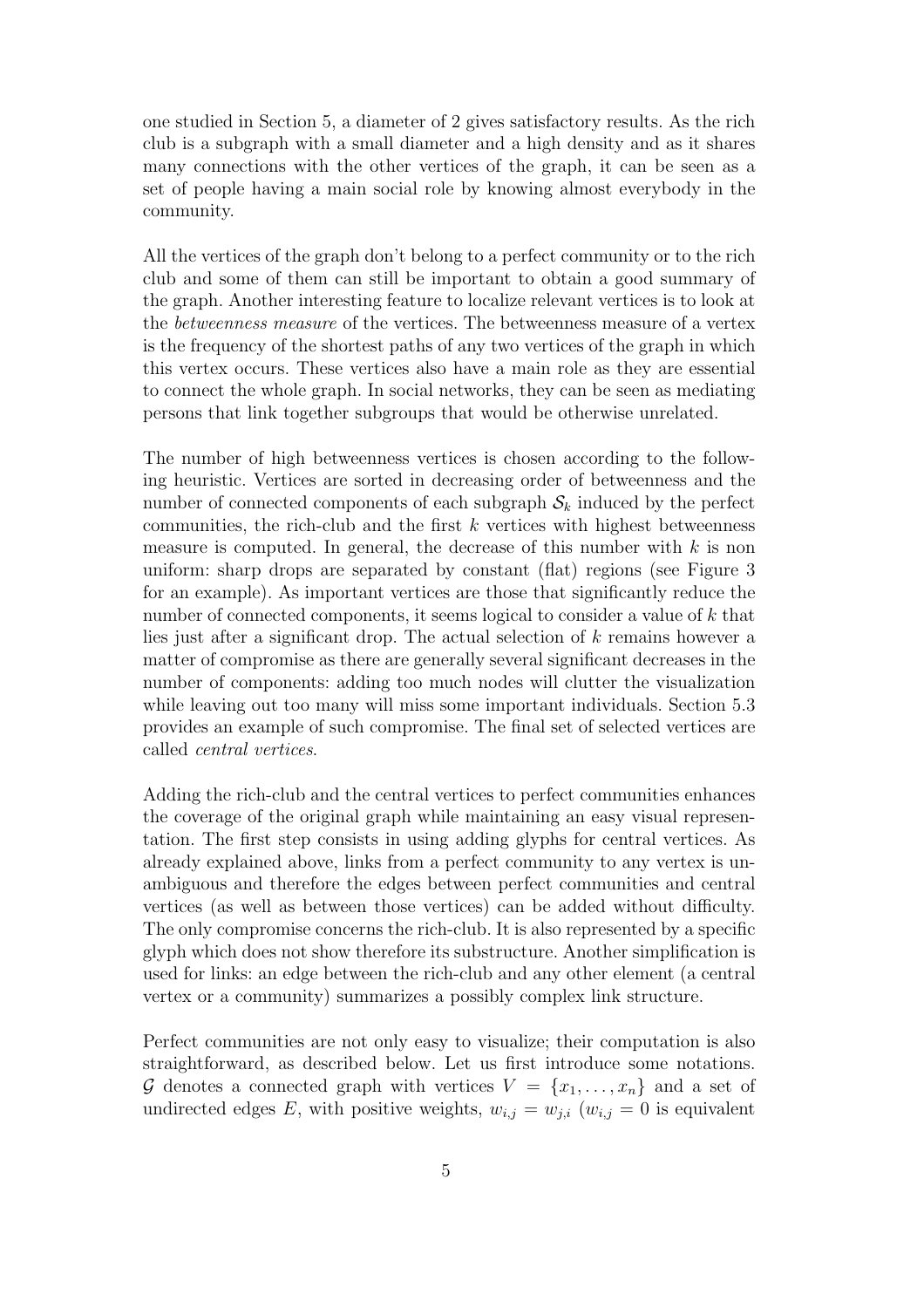one studied in Section 5, a diameter of 2 gives satisfactory results. As the rich club is a subgraph with a small diameter and a high density and as it shares many connections with the other vertices of the graph, it can be seen as a set of people having a main social role by knowing almost everybody in the community.

All the vertices of the graph don't belong to a perfect community or to the rich club and some of them can still be important to obtain a good summary of the graph. Another interesting feature to localize relevant vertices is to look at the *betweenness measure* of the vertices. The betweenness measure of a vertex is the frequency of the shortest paths of any two vertices of the graph in which this vertex occurs. These vertices also have a main role as they are essential to connect the whole graph. In social networks, they can be seen as mediating persons that link together subgroups that would be otherwise unrelated.

The number of high betweenness vertices is chosen according to the following heuristic. Vertices are sorted in decreasing order of betweenness and the number of connected components of each subgraph $\mathcal{S}_k$ induced by the perfect communities, the rich-club and the first $k$ vertices with highest betweenness measure is computed. In general, the decrease of this number with $k$ is non uniform: sharp drops are separated by constant (flat) regions (see Figure 3 for an example). As important vertices are those that significantly reduce the number of connected components, it seems logical to consider a value of $k$ that lies just after a significant drop. The actual selection of $k$ remains however a matter of compromise as there are generally several significant decreases in the number of components: adding too much nodes will clutter the visualization while leaving out too many will miss some important individuals. Section 5.3 provides an example of such compromise. The final set of selected vertices are called *central vertices*.

Adding the rich-club and the central vertices to perfect communities enhances the coverage of the original graph while maintaining an easy visual representation. The first step consists in using adding glyphs for central vertices. As already explained above, links from a perfect community to any vertex is unambiguous and therefore the edges between perfect communities and central vertices (as well as between those vertices) can be added without difficulty. The only compromise concerns the rich-club. It is also represented by a specific glyph which does not show therefore its substructure. Another simplification is used for links: an edge between the rich-club and any other element (a central vertex or a community) summarizes a possibly complex link structure.

Perfect communities are not only easy to visualize; their computation is also straightforward, as described below. Let us first introduce some notations. $\mathcal{G}$ denotes a connected graph with vertices $V = \{x_1, \ldots, x_n\}$ and a set of undirected edges $E$, with positive weights, $w_{i,j} = w_{j,i}$ ($w_{i,j} = 0$ is equivalent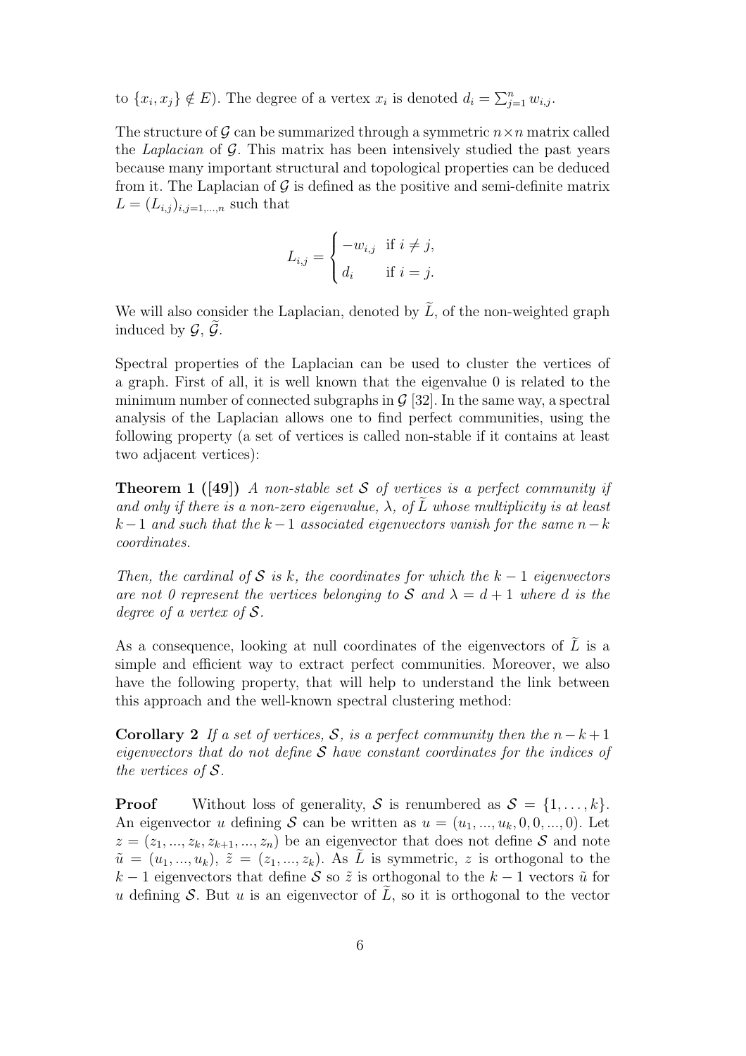to $\{x_i, x_j\} \notin E$). The degree of a vertex $x_i$ is denoted $d_i = \sum_{j=1}^{n} w_{i,j}$.

The structure of $\mathcal{G}$ can be summarized through a symmetric $n \times n$ matrix called the *Laplacian* of $\mathcal{G}$. This matrix has been intensively studied the past years because many important structural and topological properties can be deduced from it. The Laplacian of $\mathcal{G}$ is defined as the positive and semi-definite matrix $L = (L_{i,j})_{i,j=1,\dots,n}$ such that

$$L_{i,j} = \begin{cases} -w_{i,j} & \text{if } i \neq j, \\ d_i & \text{if } i = j. \end{cases}$$

We will also consider the Laplacian, denoted by $\widetilde{L}$, of the non-weighted graph induced by $\mathcal{G}$, $\widetilde{\mathcal{G}}$.

Spectral properties of the Laplacian can be used to cluster the vertices of a graph. First of all, it is well known that the eigenvalue 0 is related to the minimum number of connected subgraphs in $\mathcal{G}$ [32]. In the same way, a spectral analysis of the Laplacian allows one to find perfect communities, using the following property (a set of vertices is called non-stable if it contains at least two adjacent vertices):

**Theorem 1 ([49])** *A non-stable set $\mathcal{S}$ of vertices is a perfect community if and only if there is a non-zero eigenvalue, $\lambda$, of $\widetilde{L}$ whose multiplicity is at least $k-1$ and such that the $k-1$ associated eigenvectors vanish for the same $n-k$ coordinates.*

*Then, the cardinal of $\mathcal{S}$ is $k$, the coordinates for which the $k-1$ eigenvectors are not 0 represent the vertices belonging to $\mathcal{S}$ and $\lambda = d+1$ where $d$ is the degree of a vertex of $\mathcal{S}$.*

As a consequence, looking at null coordinates of the eigenvectors of $\widetilde{L}$ is a simple and efficient way to extract perfect communities. Moreover, we also have the following property, that will help to understand the link between this approach and the well-known spectral clustering method:

**Corollary 2** *If a set of vertices, $\mathcal{S}$, is a perfect community then the $n-k+1$ eigenvectors that do not define $\mathcal{S}$ have constant coordinates for the indices of the vertices of $\mathcal{S}$.*

**Proof** Without loss of generality, $\mathcal{S}$ is renumbered as $\mathcal{S} = \{1, \dots, k\}$. An eigenvector $u$ defining $\mathcal{S}$ can be written as $u = (u_1, ..., u_k, 0, 0, ..., 0)$. Let $z = (z_1, ..., z_k, z_{k+1}, ..., z_n)$ be an eigenvector that does not define $\mathcal{S}$ and note $\tilde{u} = (u_1, ..., u_k)$, $\tilde{z} = (z_1, ..., z_k)$. As $\widetilde{L}$ is symmetric, $z$ is orthogonal to the $k-1$ eigenvectors that define $\mathcal{S}$ so $\tilde{z}$ is orthogonal to the $k-1$ vectors $\tilde{u}$ for $u$ defining $\mathcal{S}$. But $u$ is an eigenvector of $\widetilde{L}$, so it is orthogonal to the vector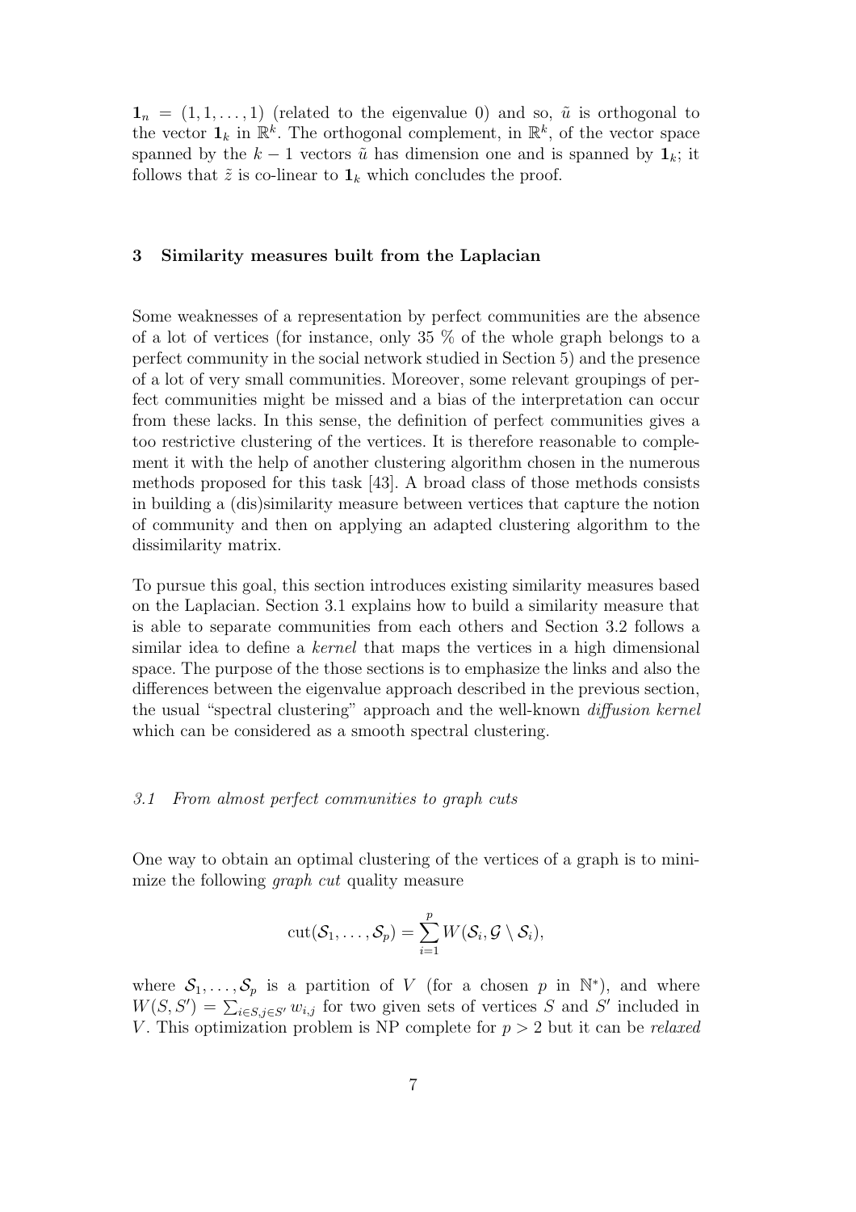$\mathbf{1}_n = (1, 1, \ldots, 1)$ (related to the eigenvalue 0) and so, $\tilde{u}$ is orthogonal to the vector $\mathbf{1}_k$ in $\mathbb{R}^k$. The orthogonal complement, in $\mathbb{R}^k$, of the vector space spanned by the $k-1$ vectors $\tilde{u}$ has dimension one and is spanned by $\mathbf{1}_k$; it follows that $\tilde{z}$ is co-linear to $\mathbf{1}_k$ which concludes the proof.

## 3 Similarity measures built from the Laplacian

Some weaknesses of a representation by perfect communities are the absence of a lot of vertices (for instance, only 35 % of the whole graph belongs to a perfect community in the social network studied in Section 5) and the presence of a lot of very small communities. Moreover, some relevant groupings of perfect communities might be missed and a bias of the interpretation can occur from these lacks. In this sense, the definition of perfect communities gives a too restrictive clustering of the vertices. It is therefore reasonable to complement it with the help of another clustering algorithm chosen in the numerous methods proposed for this task [43]. A broad class of those methods consists in building a (dis)similarity measure between vertices that capture the notion of community and then on applying an adapted clustering algorithm to the dissimilarity matrix.

To pursue this goal, this section introduces existing similarity measures based on the Laplacian. Section 3.1 explains how to build a similarity measure that is able to separate communities from each others and Section 3.2 follows a similar idea to define a *kernel* that maps the vertices in a high dimensional space. The purpose of the those sections is to emphasize the links and also the differences between the eigenvalue approach described in the previous section, the usual "spectral clustering" approach and the well-known *diffusion kernel* which can be considered as a smooth spectral clustering.

### *3.1 From almost perfect communities to graph cuts*

One way to obtain an optimal clustering of the vertices of a graph is to minimize the following *graph cut* quality measure

$$\mathrm{cut}(\mathcal{S}_1, \ldots, \mathcal{S}_p) = \sum_{i=1}^{p} W(\mathcal{S}_i, \mathcal{G} \setminus \mathcal{S}_i),$$

where $\mathcal{S}_1, \ldots, \mathcal{S}_p$ is a partition of $V$ (for a chosen $p$ in $\mathbb{N}^*$), and where $W(S, S') = \sum_{i \in S, j \in S'} w_{i,j}$ for two given sets of vertices $S$ and $S'$ included in $V$. This optimization problem is NP complete for $p > 2$ but it can be *relaxed*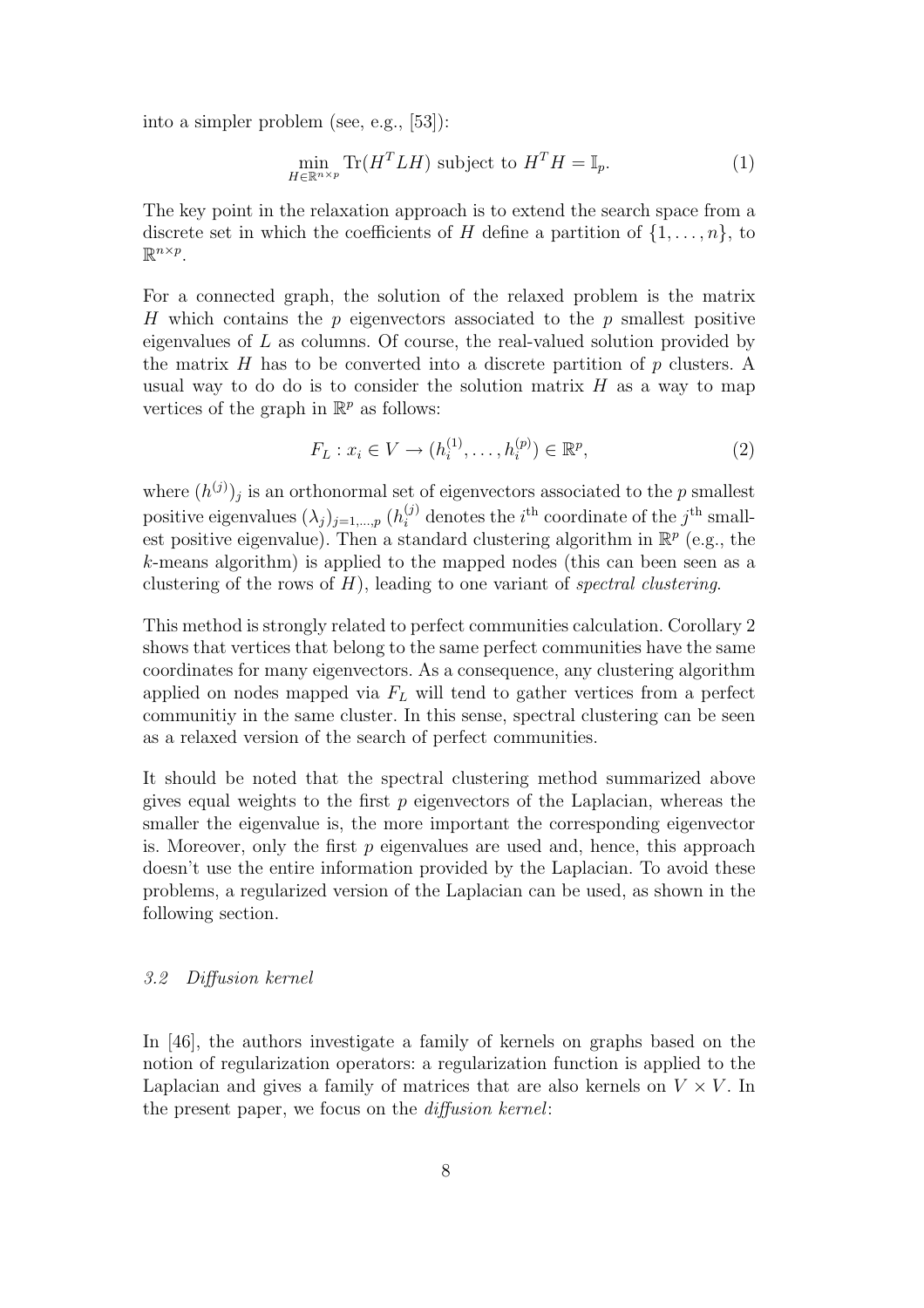into a simpler problem (see, e.g., [53]):

$$\min_{H \in \mathbb{R}^{n \times p}} \operatorname{Tr}(H^T L H) \text{ subject to } H^T H = \mathbb{I}_p. \tag{1}$$

The key point in the relaxation approach is to extend the search space from a discrete set in which the coefficients of $H$ define a partition of $\{1, \ldots, n\}$, to $\mathbb{R}^{n \times p}$.

For a connected graph, the solution of the relaxed problem is the matrix $H$ which contains the $p$ eigenvectors associated to the $p$ smallest positive eigenvalues of $L$ as columns. Of course, the real-valued solution provided by the matrix $H$ has to be converted into a discrete partition of $p$ clusters. A usual way to do do is to consider the solution matrix $H$ as a way to map vertices of the graph in $\mathbb{R}^p$ as follows:

$$F_L : x_i \in V \to (h_i^{(1)}, \ldots, h_i^{(p)}) \in \mathbb{R}^p, \tag{2}$$

where $(h^{(j)})_j$ is an orthonormal set of eigenvectors associated to the $p$ smallest positive eigenvalues $(\lambda_j)_{j=1,\ldots,p}$ ($h_i^{(j)}$ denotes the $i^{\text{th}}$ coordinate of the $j^{\text{th}}$ smallest positive eigenvalue). Then a standard clustering algorithm in $\mathbb{R}^p$ (e.g., the $k$-means algorithm) is applied to the mapped nodes (this can been seen as a clustering of the rows of $H$), leading to one variant of *spectral clustering*.

This method is strongly related to perfect communities calculation. Corollary 2 shows that vertices that belong to the same perfect communities have the same coordinates for many eigenvectors. As a consequence, any clustering algorithm applied on nodes mapped via $F_L$ will tend to gather vertices from a perfect communitiy in the same cluster. In this sense, spectral clustering can be seen as a relaxed version of the search of perfect communities.

It should be noted that the spectral clustering method summarized above gives equal weights to the first $p$ eigenvectors of the Laplacian, whereas the smaller the eigenvalue is, the more important the corresponding eigenvector is. Moreover, only the first $p$ eigenvalues are used and, hence, this approach doesn't use the entire information provided by the Laplacian. To avoid these problems, a regularized version of the Laplacian can be used, as shown in the following section.

### *3.2 Diffusion kernel*

In [46], the authors investigate a family of kernels on graphs based on the notion of regularization operators: a regularization function is applied to the Laplacian and gives a family of matrices that are also kernels on $V \times V$. In the present paper, we focus on the *diffusion kernel*: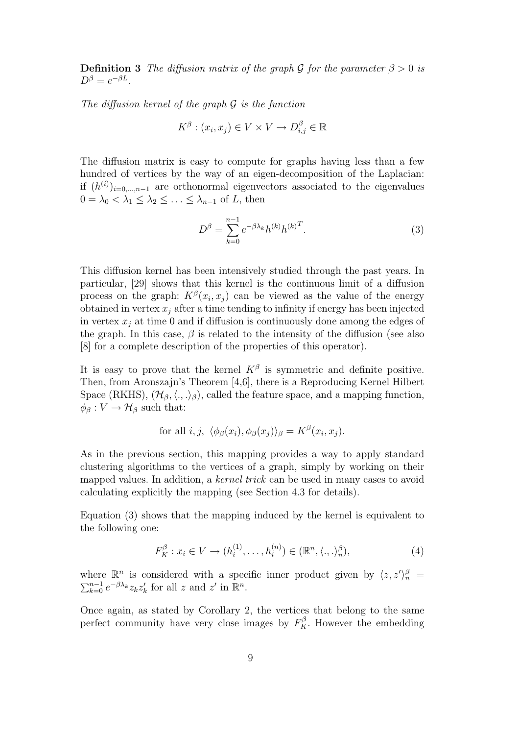**Definition 3** *The diffusion matrix of the graph $\mathcal{G}$ for the parameter $\beta > 0$ is $D^\beta = e^{-\beta L}$.*

*The diffusion kernel of the graph $\mathcal{G}$ is the function*

$$K^\beta : (x_i, x_j) \in V \times V \to D^\beta_{i,j} \in \mathbb{R}$$

The diffusion matrix is easy to compute for graphs having less than a few hundred of vertices by the way of an eigen-decomposition of the Laplacian: if $(h^{(i)})_{i=0,\ldots,n-1}$ are orthonormal eigenvectors associated to the eigenvalues $0 = \lambda_0 < \lambda_1 \leq \lambda_2 \leq \ldots \leq \lambda_{n-1}$ of $L$, then

$$D^\beta = \sum_{k=0}^{n-1} e^{-\beta\lambda_k} h^{(k)} {h^{(k)}}^T. \tag{3}$$

This diffusion kernel has been intensively studied through the past years. In particular, [29] shows that this kernel is the continuous limit of a diffusion process on the graph: $K^\beta(x_i, x_j)$ can be viewed as the value of the energy obtained in vertex $x_j$ after a time tending to infinity if energy has been injected in vertex $x_j$ at time 0 and if diffusion is continuously done among the edges of the graph. In this case, $\beta$ is related to the intensity of the diffusion (see also [8] for a complete description of the properties of this operator).

It is easy to prove that the kernel $K^\beta$ is symmetric and definite positive. Then, from Aronszajn's Theorem [4,6], there is a Reproducing Kernel Hilbert Space (RKHS), $(\mathcal{H}_\beta, \langle ., . \rangle_\beta)$, called the feature space, and a mapping function, $\phi_\beta : V \to \mathcal{H}_\beta$ such that:

$$\text{for all } i, j,\ \langle \phi_\beta(x_i), \phi_\beta(x_j) \rangle_\beta = K^\beta(x_i, x_j).$$

As in the previous section, this mapping provides a way to apply standard clustering algorithms to the vertices of a graph, simply by working on their mapped values. In addition, a *kernel trick* can be used in many cases to avoid calculating explicitly the mapping (see Section 4.3 for details).

Equation (3) shows that the mapping induced by the kernel is equivalent to the following one:

$$F^\beta_K : x_i \in V \to (h^{(1)}_i, \ldots, h^{(n)}_i) \in (\mathbb{R}^n, \langle ., . \rangle^\beta_n), \tag{4}$$

where $\mathbb{R}^n$ is considered with a specific inner product given by $\langle z, z' \rangle^\beta_n = \sum_{k=0}^{n-1} e^{-\beta\lambda_k} z_k z'_k$ for all $z$ and $z'$ in $\mathbb{R}^n$.

Once again, as stated by Corollary 2, the vertices that belong to the same perfect community have very close images by $F^\beta_K$. However the embedding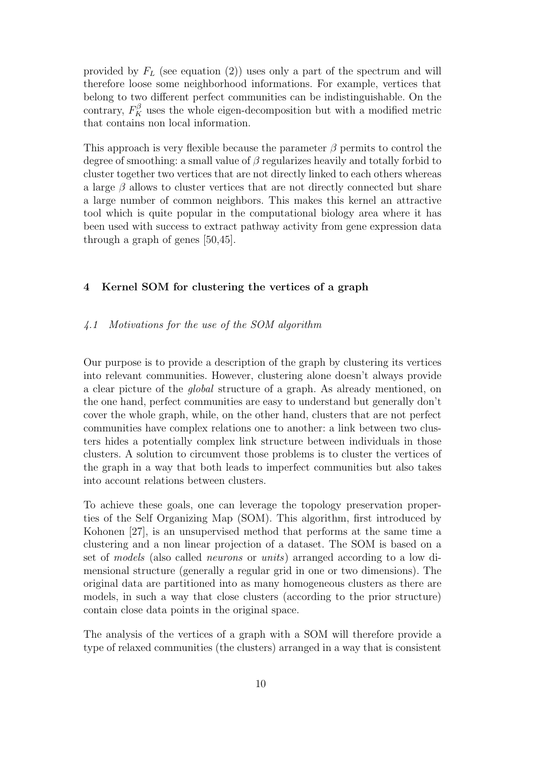provided by $F_L$ (see equation (2)) uses only a part of the spectrum and will therefore loose some neighborhood informations. For example, vertices that belong to two different perfect communities can be indistinguishable. On the contrary, $F_K^\beta$ uses the whole eigen-decomposition but with a modified metric that contains non local information.

This approach is very flexible because the parameter $\beta$ permits to control the degree of smoothing: a small value of $\beta$ regularizes heavily and totally forbid to cluster together two vertices that are not directly linked to each others whereas a large $\beta$ allows to cluster vertices that are not directly connected but share a large number of common neighbors. This makes this kernel an attractive tool which is quite popular in the computational biology area where it has been used with success to extract pathway activity from gene expression data through a graph of genes [50,45].

## 4 Kernel SOM for clustering the vertices of a graph

### *4.1 Motivations for the use of the SOM algorithm*

Our purpose is to provide a description of the graph by clustering its vertices into relevant communities. However, clustering alone doesn't always provide a clear picture of the *global* structure of a graph. As already mentioned, on the one hand, perfect communities are easy to understand but generally don't cover the whole graph, while, on the other hand, clusters that are not perfect communities have complex relations one to another: a link between two clusters hides a potentially complex link structure between individuals in those clusters. A solution to circumvent those problems is to cluster the vertices of the graph in a way that both leads to imperfect communities but also takes into account relations between clusters.

To achieve these goals, one can leverage the topology preservation properties of the Self Organizing Map (SOM). This algorithm, first introduced by Kohonen [27], is an unsupervised method that performs at the same time a clustering and a non linear projection of a dataset. The SOM is based on a set of *models* (also called *neurons* or *units*) arranged according to a low dimensional structure (generally a regular grid in one or two dimensions). The original data are partitioned into as many homogeneous clusters as there are models, in such a way that close clusters (according to the prior structure) contain close data points in the original space.

The analysis of the vertices of a graph with a SOM will therefore provide a type of relaxed communities (the clusters) arranged in a way that is consistent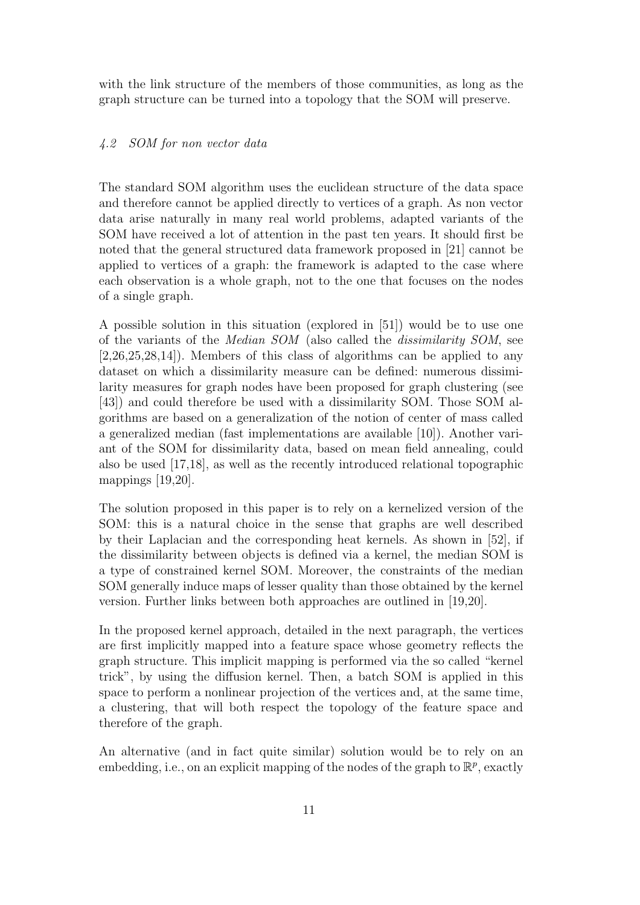with the link structure of the members of those communities, as long as the graph structure can be turned into a topology that the SOM will preserve.

### *4.2 SOM for non vector data*

The standard SOM algorithm uses the euclidean structure of the data space and therefore cannot be applied directly to vertices of a graph. As non vector data arise naturally in many real world problems, adapted variants of the SOM have received a lot of attention in the past ten years. It should first be noted that the general structured data framework proposed in [21] cannot be applied to vertices of a graph: the framework is adapted to the case where each observation is a whole graph, not to the one that focuses on the nodes of a single graph.

A possible solution in this situation (explored in [51]) would be to use one of the variants of the *Median SOM* (also called the *dissimilarity SOM*, see [2,26,25,28,14]). Members of this class of algorithms can be applied to any dataset on which a dissimilarity measure can be defined: numerous dissimilarity measures for graph nodes have been proposed for graph clustering (see [43]) and could therefore be used with a dissimilarity SOM. Those SOM algorithms are based on a generalization of the notion of center of mass called a generalized median (fast implementations are available [10]). Another variant of the SOM for dissimilarity data, based on mean field annealing, could also be used [17,18], as well as the recently introduced relational topographic mappings [19,20].

The solution proposed in this paper is to rely on a kernelized version of the SOM: this is a natural choice in the sense that graphs are well described by their Laplacian and the corresponding heat kernels. As shown in [52], if the dissimilarity between objects is defined via a kernel, the median SOM is a type of constrained kernel SOM. Moreover, the constraints of the median SOM generally induce maps of lesser quality than those obtained by the kernel version. Further links between both approaches are outlined in [19,20].

In the proposed kernel approach, detailed in the next paragraph, the vertices are first implicitly mapped into a feature space whose geometry reflects the graph structure. This implicit mapping is performed via the so called "kernel trick", by using the diffusion kernel. Then, a batch SOM is applied in this space to perform a nonlinear projection of the vertices and, at the same time, a clustering, that will both respect the topology of the feature space and therefore of the graph.

An alternative (and in fact quite similar) solution would be to rely on an embedding, i.e., on an explicit mapping of the nodes of the graph to $\mathbb{R}^p$, exactly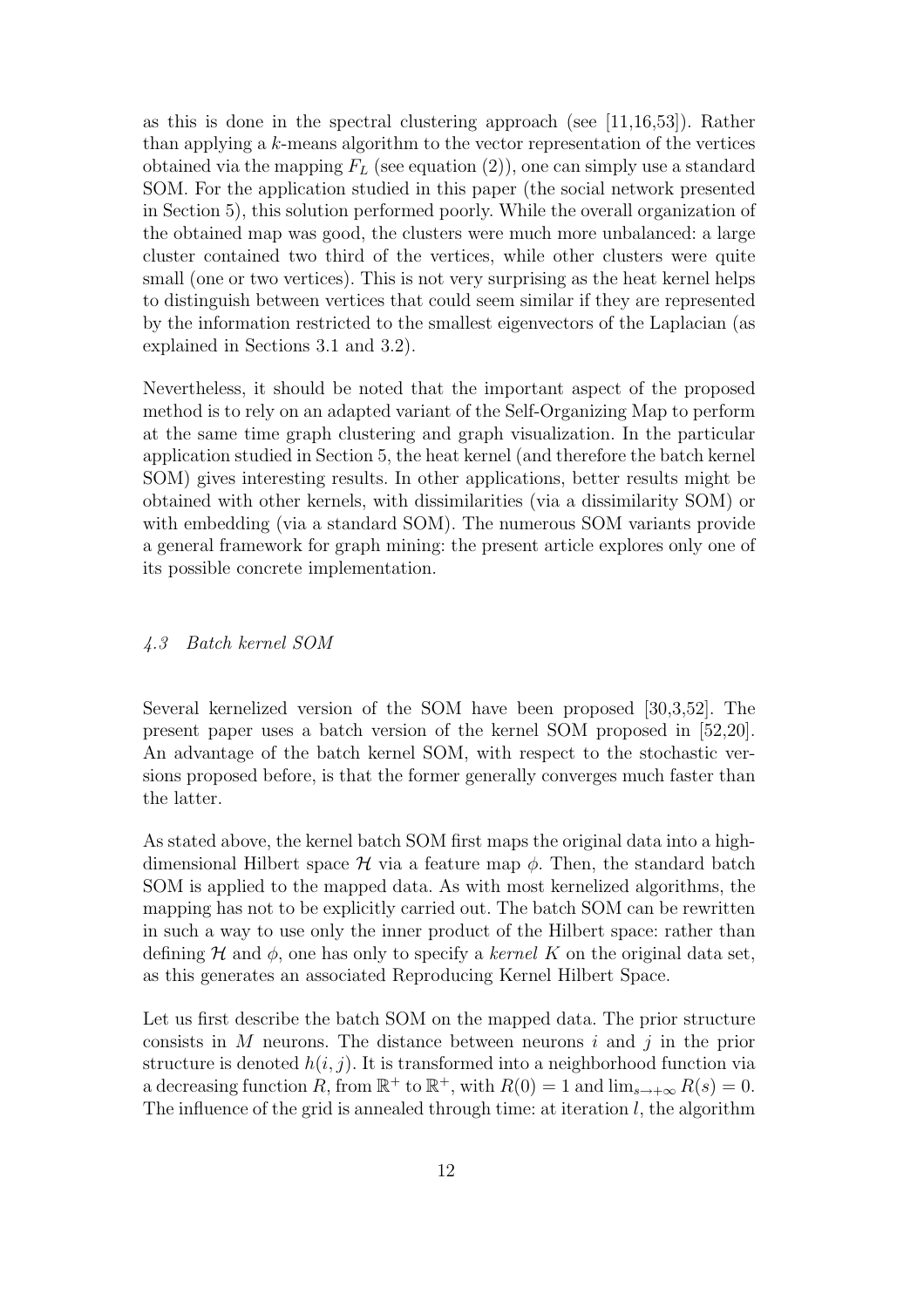as this is done in the spectral clustering approach (see [11,16,53]). Rather than applying a $k$-means algorithm to the vector representation of the vertices obtained via the mapping $F_L$ (see equation (2)), one can simply use a standard SOM. For the application studied in this paper (the social network presented in Section 5), this solution performed poorly. While the overall organization of the obtained map was good, the clusters were much more unbalanced: a large cluster contained two third of the vertices, while other clusters were quite small (one or two vertices). This is not very surprising as the heat kernel helps to distinguish between vertices that could seem similar if they are represented by the information restricted to the smallest eigenvectors of the Laplacian (as explained in Sections 3.1 and 3.2).

Nevertheless, it should be noted that the important aspect of the proposed method is to rely on an adapted variant of the Self-Organizing Map to perform at the same time graph clustering and graph visualization. In the particular application studied in Section 5, the heat kernel (and therefore the batch kernel SOM) gives interesting results. In other applications, better results might be obtained with other kernels, with dissimilarities (via a dissimilarity SOM) or with embedding (via a standard SOM). The numerous SOM variants provide a general framework for graph mining: the present article explores only one of its possible concrete implementation.

### *4.3 Batch kernel SOM*

Several kernelized version of the SOM have been proposed [30,3,52]. The present paper uses a batch version of the kernel SOM proposed in [52,20]. An advantage of the batch kernel SOM, with respect to the stochastic versions proposed before, is that the former generally converges much faster than the latter.

As stated above, the kernel batch SOM first maps the original data into a high-dimensional Hilbert space $\mathcal{H}$ via a feature map $\phi$. Then, the standard batch SOM is applied to the mapped data. As with most kernelized algorithms, the mapping has not to be explicitly carried out. The batch SOM can be rewritten in such a way to use only the inner product of the Hilbert space: rather than defining $\mathcal{H}$ and $\phi$, one has only to specify a *kernel* $K$ on the original data set, as this generates an associated Reproducing Kernel Hilbert Space.

Let us first describe the batch SOM on the mapped data. The prior structure consists in $M$ neurons. The distance between neurons $i$ and $j$ in the prior structure is denoted $h(i, j)$. It is transformed into a neighborhood function via a decreasing function $R$, from $\mathbb{R}^+$ to $\mathbb{R}^+$, with $R(0) = 1$ and $\lim_{s\to+\infty} R(s) = 0$. The influence of the grid is annealed through time: at iteration $l$, the algorithm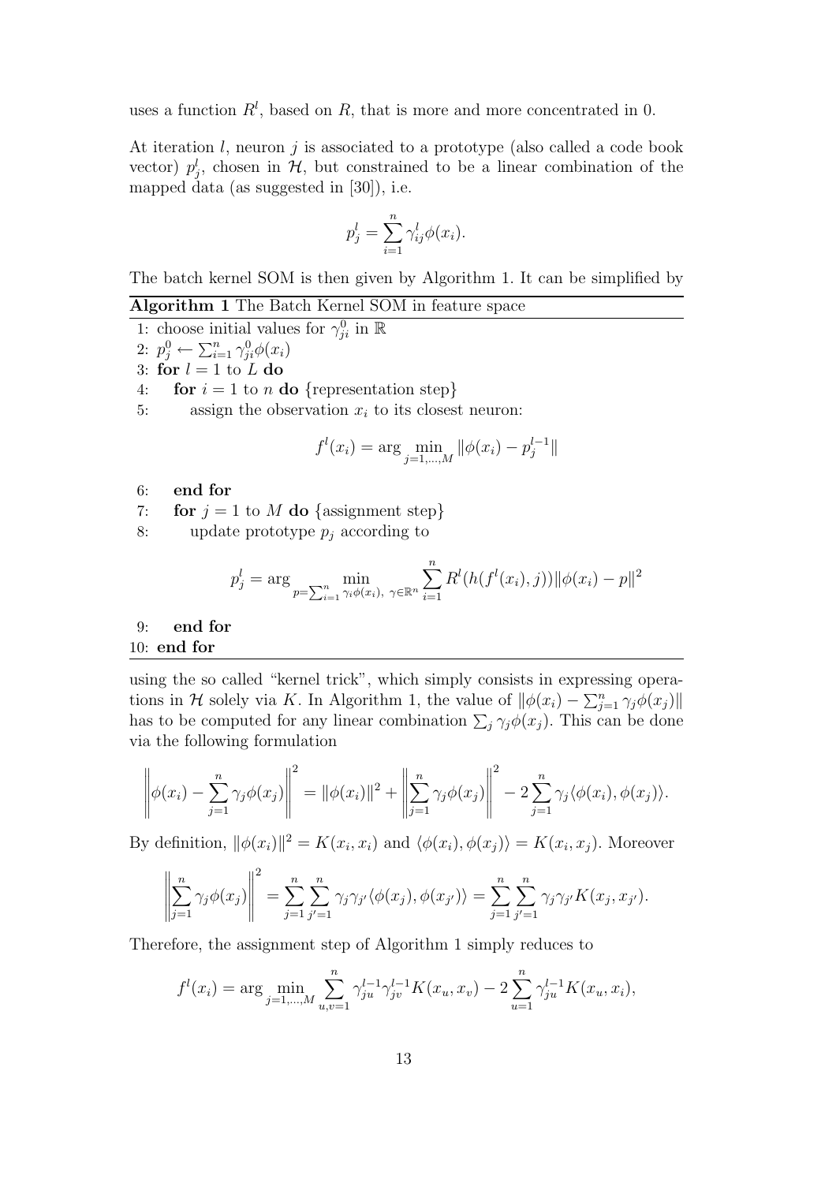uses a function $R^l$, based on $R$, that is more and more concentrated in 0.

At iteration $l$, neuron $j$ is associated to a prototype (also called a code book vector) $p_j^l$, chosen in $\mathcal{H}$, but constrained to be a linear combination of the mapped data (as suggested in [30]), i.e.

$$p_j^l = \sum_{i=1}^n \gamma_{ij}^l \phi(x_i).$$

The batch kernel SOM is then given by Algorithm 1. It can be simplified by

**Algorithm 1** The Batch Kernel SOM in feature space

1: choose initial values for $\gamma_{ji}^0$ in $\mathbb{R}$
2: $p_j^0 \leftarrow \sum_{i=1}^n \gamma_{ji}^0 \phi(x_i)$
3: **for** $l = 1$ to $L$ **do**
4: &nbsp;&nbsp;&nbsp;&nbsp;**for** $i = 1$ to $n$ **do** {representation step}
5: &nbsp;&nbsp;&nbsp;&nbsp;&nbsp;&nbsp;&nbsp;&nbsp;assign the observation $x_i$ to its closest neuron:

$$f^l(x_i) = \arg\min_{j=1,\ldots,M} \|\phi(x_i) - p_j^{l-1}\|$$

6: &nbsp;&nbsp;&nbsp;&nbsp;**end for**
7: &nbsp;&nbsp;&nbsp;&nbsp;**for** $j = 1$ to $M$ **do** {assignment step}
8: &nbsp;&nbsp;&nbsp;&nbsp;&nbsp;&nbsp;&nbsp;&nbsp;update prototype $p_j$ according to

$$p_j^l = \arg\min_{p=\sum_{i=1}^n \gamma_i \phi(x_i),\ \gamma \in \mathbb{R}^n} \sum_{i=1}^n R^l(h(f^l(x_i), j)) \|\phi(x_i) - p\|^2$$

9: &nbsp;&nbsp;&nbsp;&nbsp;**end for**
10: **end for**

using the so called "kernel trick", which simply consists in expressing operations in $\mathcal{H}$ solely via $K$. In Algorithm 1, the value of $\|\phi(x_i) - \sum_{j=1}^n \gamma_j \phi(x_j)\|$ has to be computed for any linear combination $\sum_j \gamma_j \phi(x_j)$. This can be done via the following formulation

$$\left\| \phi(x_i) - \sum_{j=1}^n \gamma_j \phi(x_j) \right\|^2 = \|\phi(x_i)\|^2 + \left\| \sum_{j=1}^n \gamma_j \phi(x_j) \right\|^2 - 2 \sum_{j=1}^n \gamma_j \langle \phi(x_i), \phi(x_j) \rangle.$$

By definition, $\|\phi(x_i)\|^2 = K(x_i, x_i)$ and $\langle \phi(x_i), \phi(x_j) \rangle = K(x_i, x_j)$. Moreover

$$\left\| \sum_{j=1}^n \gamma_j \phi(x_j) \right\|^2 = \sum_{j=1}^n \sum_{j'=1}^n \gamma_j \gamma_{j'} \langle \phi(x_j), \phi(x_{j'}) \rangle = \sum_{j=1}^n \sum_{j'=1}^n \gamma_j \gamma_{j'} K(x_j, x_{j'}).$$

Therefore, the assignment step of Algorithm 1 simply reduces to

$$f^l(x_i) = \arg\min_{j=1,\ldots,M} \sum_{u,v=1}^n \gamma_{ju}^{l-1} \gamma_{jv}^{l-1} K(x_u, x_v) - 2 \sum_{u=1}^n \gamma_{ju}^{l-1} K(x_u, x_i),$$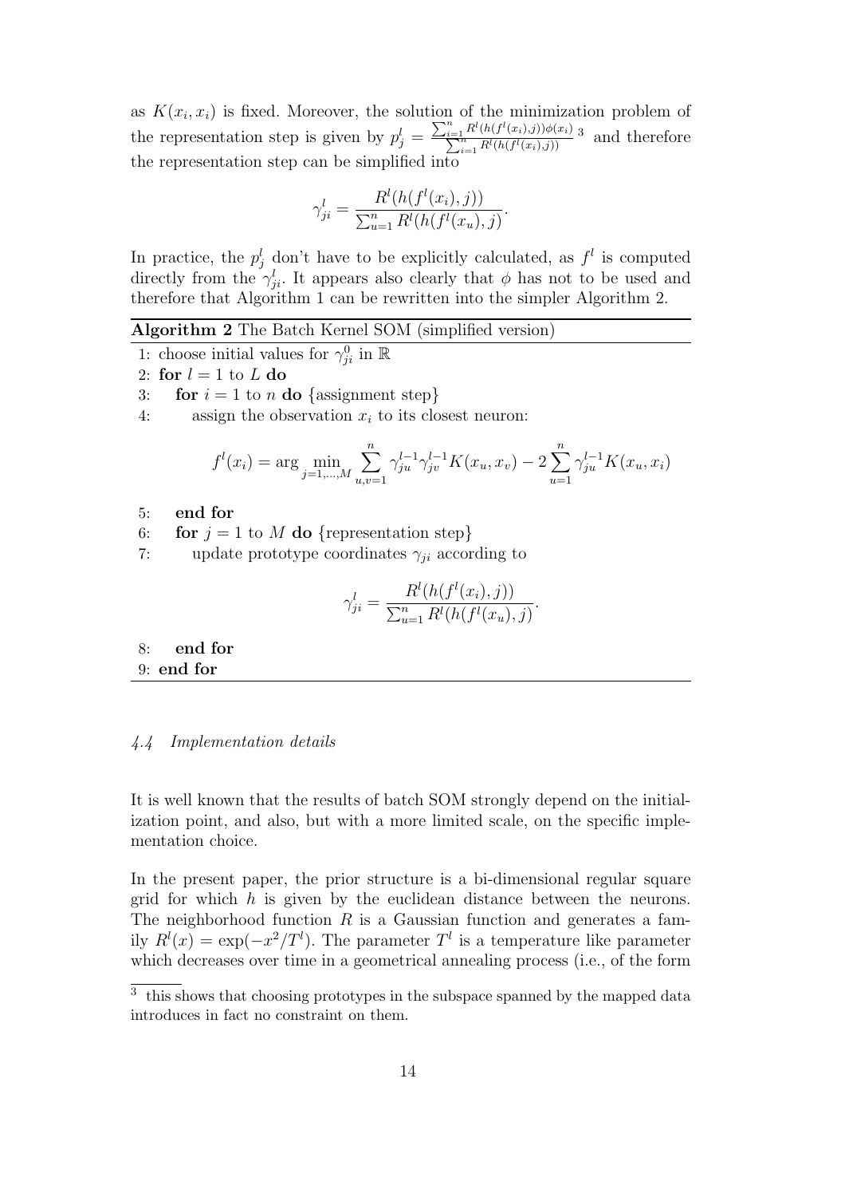as $K(x_i, x_i)$ is fixed. Moreover, the solution of the minimization problem of the representation step is given by $p_j^l = \frac{\sum_{i=1}^n R^l(h(f^l(x_i),j))\phi(x_i)}{\sum_{i=1}^n R^l(h(f^l(x_i),j))}$ [3] and therefore the representation step can be simplified into

$$\gamma_{ji}^l = \frac{R^l(h(f^l(x_i), j))}{\sum_{u=1}^n R^l(h(f^l(x_u), j)}.$$

In practice, the $p_j^l$ don't have to be explicitly calculated, as $f^l$ is computed directly from the $\gamma_{ji}^l$. It appears also clearly that $\phi$ has not to be used and therefore that Algorithm 1 can be rewritten into the simpler Algorithm 2.

**Algorithm 2** The Batch Kernel SOM (simplified version)

1: choose initial values for $\gamma_{ji}^0$ in $\mathbb{R}$
2: **for** $l = 1$ to $L$ **do**
3: **for** $i = 1$ to $n$ **do** {assignment step}
4: assign the observation $x_i$ to its closest neuron:

$$f^l(x_i) = \arg \min_{j=1,\ldots,M} \sum_{u,v=1}^n \gamma_{ju}^{l-1}\gamma_{jv}^{l-1} K(x_u, x_v) - 2\sum_{u=1}^n \gamma_{ju}^{l-1} K(x_u, x_i)$$

5: **end for**
6: **for** $j = 1$ to $M$ **do** {representation step}
7: update prototype coordinates $\gamma_{ji}$ according to

$$\gamma_{ji}^l = \frac{R^l(h(f^l(x_i), j))}{\sum_{u=1}^n R^l(h(f^l(x_u), j)}.$$

8: **end for**
9: **end for**

### *4.4 Implementation details*

It is well known that the results of batch SOM strongly depend on the initialization point, and also, but with a more limited scale, on the specific implementation choice.

In the present paper, the prior structure is a bi-dimensional regular square grid for which $h$ is given by the euclidean distance between the neurons. The neighborhood function $R$ is a Gaussian function and generates a family $R^l(x) = \exp(-x^2/T^l)$. The parameter $T^l$ is a temperature like parameter which decreases over time in a geometrical annealing process (i.e., of the form

[3] this shows that choosing prototypes in the subspace spanned by the mapped data introduces in fact no constraint on them.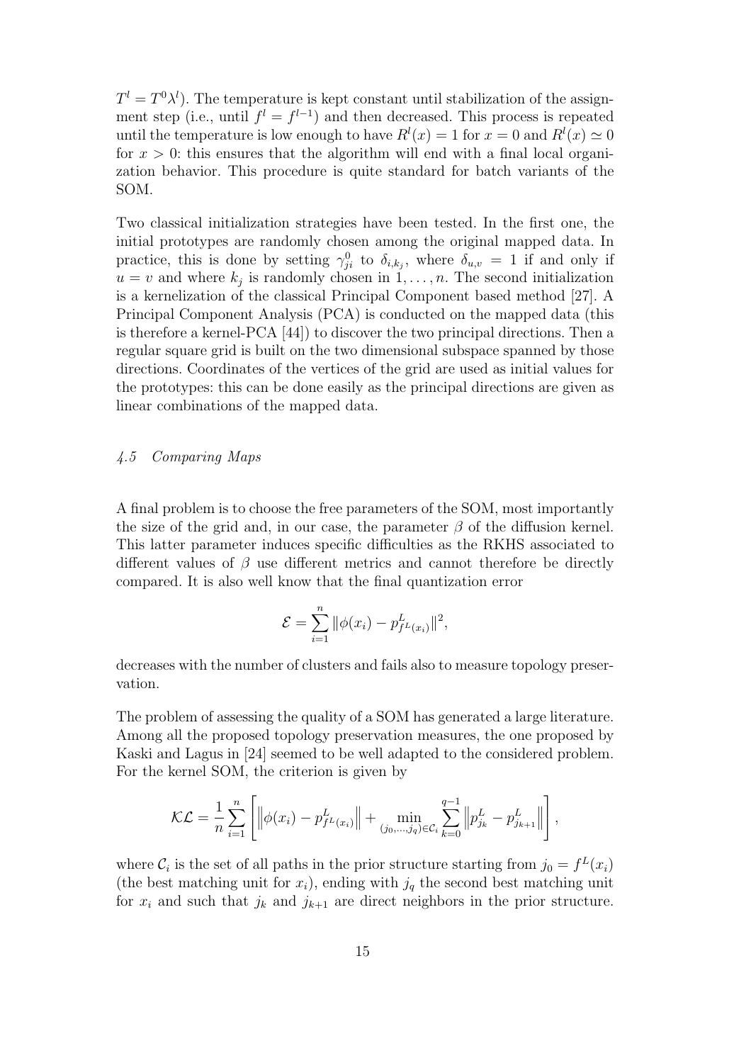$T^l = T^0\lambda^l$). The temperature is kept constant until stabilization of the assignment step (i.e., until $f^l = f^{l-1}$) and then decreased. This process is repeated until the temperature is low enough to have $R^l(x) = 1$ for $x = 0$ and $R^l(x) \simeq 0$ for $x > 0$: this ensures that the algorithm will end with a final local organization behavior. This procedure is quite standard for batch variants of the SOM.

Two classical initialization strategies have been tested. In the first one, the initial prototypes are randomly chosen among the original mapped data. In practice, this is done by setting $\gamma^0_{ji}$ to $\delta_{i,k_j}$, where $\delta_{u,v} = 1$ if and only if $u = v$ and where $k_j$ is randomly chosen in $1, \ldots, n$. The second initialization is a kernelization of the classical Principal Component based method [27]. A Principal Component Analysis (PCA) is conducted on the mapped data (this is therefore a kernel-PCA [44]) to discover the two principal directions. Then a regular square grid is built on the two dimensional subspace spanned by those directions. Coordinates of the vertices of the grid are used as initial values for the prototypes: this can be done easily as the principal directions are given as linear combinations of the mapped data.

### *4.5 Comparing Maps*

A final problem is to choose the free parameters of the SOM, most importantly the size of the grid and, in our case, the parameter $\beta$ of the diffusion kernel. This latter parameter induces specific difficulties as the RKHS associated to different values of $\beta$ use different metrics and cannot therefore be directly compared. It is also well know that the final quantization error

$$\mathcal{E} = \sum_{i=1}^{n} \|\phi(x_i) - p^L_{f^L(x_i)}\|^2,$$

decreases with the number of clusters and fails also to measure topology preservation.

The problem of assessing the quality of a SOM has generated a large literature. Among all the proposed topology preservation measures, the one proposed by Kaski and Lagus in [24] seemed to be well adapted to the considered problem. For the kernel SOM, the criterion is given by

$$\mathcal{KL} = \frac{1}{n} \sum_{i=1}^{n} \left[ \left\| \phi(x_i) - p^L_{f^L(x_i)} \right\| + \min_{(j_0,\ldots,j_q) \in \mathcal{C}_i} \sum_{k=0}^{q-1} \left\| p^L_{j_k} - p^L_{j_{k+1}} \right\| \right],$$

where $\mathcal{C}_i$ is the set of all paths in the prior structure starting from $j_0 = f^L(x_i)$ (the best matching unit for $x_i$), ending with $j_q$ the second best matching unit for $x_i$ and such that $j_k$ and $j_{k+1}$ are direct neighbors in the prior structure.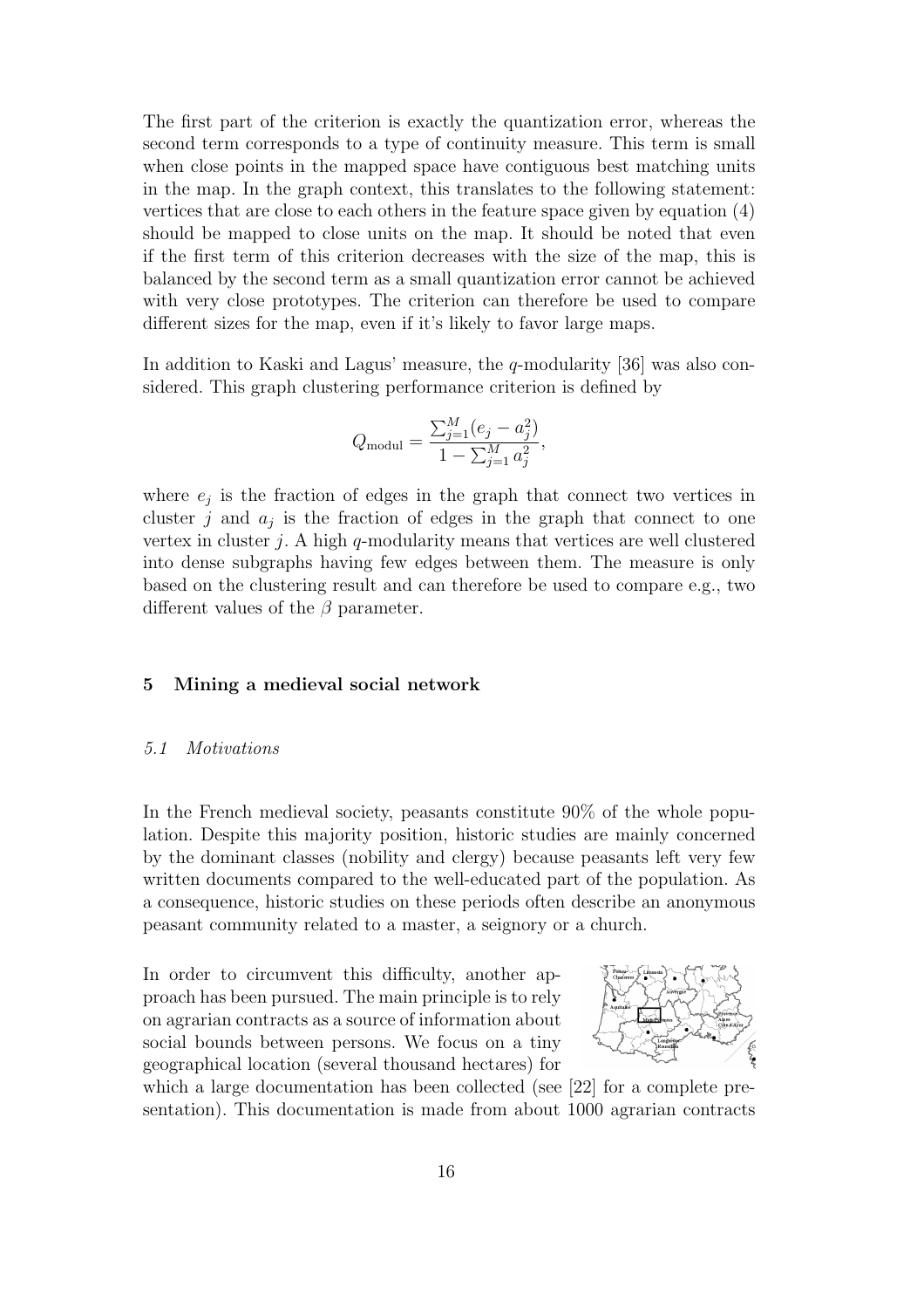The first part of the criterion is exactly the quantization error, whereas the second term corresponds to a type of continuity measure. This term is small when close points in the mapped space have contiguous best matching units in the map. In the graph context, this translates to the following statement: vertices that are close to each others in the feature space given by equation (4) should be mapped to close units on the map. It should be noted that even if the first term of this criterion decreases with the size of the map, this is balanced by the second term as a small quantization error cannot be achieved with very close prototypes. The criterion can therefore be used to compare different sizes for the map, even if it's likely to favor large maps.

In addition to Kaski and Lagus' measure, the $q$-modularity [36] was also considered. This graph clustering performance criterion is defined by

$$Q_{\text{modul}} = \frac{\sum_{j=1}^{M}(e_j - a_j^2)}{1 - \sum_{j=1}^{M} a_j^2},$$

where $e_j$ is the fraction of edges in the graph that connect two vertices in cluster $j$ and $a_j$ is the fraction of edges in the graph that connect to one vertex in cluster $j$. A high $q$-modularity means that vertices are well clustered into dense subgraphs having few edges between them. The measure is only based on the clustering result and can therefore be used to compare e.g., two different values of the $\beta$ parameter.

## 5 Mining a medieval social network

### *5.1 Motivations*

In the French medieval society, peasants constitute 90% of the whole population. Despite this majority position, historic studies are mainly concerned by the dominant classes (nobility and clergy) because peasants left very few written documents compared to the well-educated part of the population. As a consequence, historic studies on these periods often describe an anonymous peasant community related to a master, a seignory or a church.

In order to circumvent this difficulty, another approach has been pursued. The main principle is to rely on agrarian contracts as a source of information about social bounds between persons. We focus on a tiny geographical location (several thousand hectares) for which a large documentation has been collected (see [22] for a complete presentation). This documentation is made from about 1000 agrarian contracts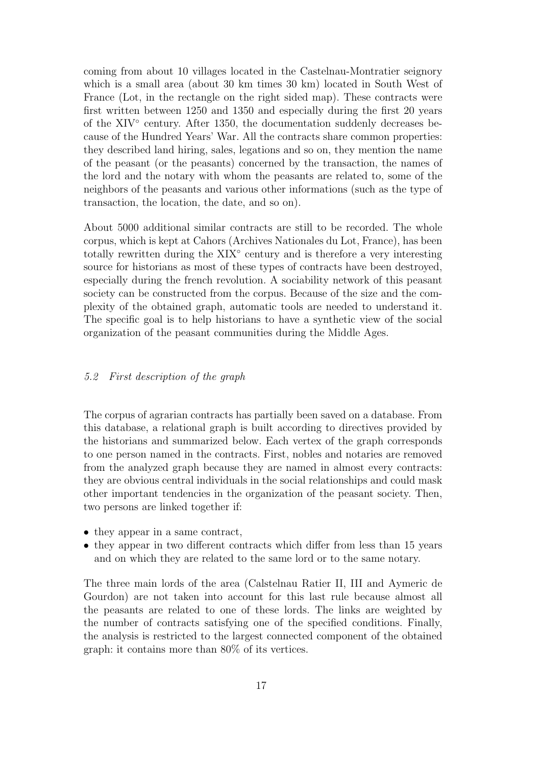coming from about 10 villages located in the Castelnau-Montratier seignory which is a small area (about 30 km times 30 km) located in South West of France (Lot, in the rectangle on the right sided map). These contracts were first written between 1250 and 1350 and especially during the first 20 years of the XIV° century. After 1350, the documentation suddenly decreases because of the Hundred Years' War. All the contracts share common properties: they described land hiring, sales, legations and so on, they mention the name of the peasant (or the peasants) concerned by the transaction, the names of the lord and the notary with whom the peasants are related to, some of the neighbors of the peasants and various other informations (such as the type of transaction, the location, the date, and so on).

About 5000 additional similar contracts are still to be recorded. The whole corpus, which is kept at Cahors (Archives Nationales du Lot, France), has been totally rewritten during the XIX° century and is therefore a very interesting source for historians as most of these types of contracts have been destroyed, especially during the french revolution. A sociability network of this peasant society can be constructed from the corpus. Because of the size and the complexity of the obtained graph, automatic tools are needed to understand it. The specific goal is to help historians to have a synthetic view of the social organization of the peasant communities during the Middle Ages.

### *5.2 First description of the graph*

The corpus of agrarian contracts has partially been saved on a database. From this database, a relational graph is built according to directives provided by the historians and summarized below. Each vertex of the graph corresponds to one person named in the contracts. First, nobles and notaries are removed from the analyzed graph because they are named in almost every contracts: they are obvious central individuals in the social relationships and could mask other important tendencies in the organization of the peasant society. Then, two persons are linked together if:

- they appear in a same contract,
- they appear in two different contracts which differ from less than 15 years and on which they are related to the same lord or to the same notary.

The three main lords of the area (Calstelnau Ratier II, III and Aymeric de Gourdon) are not taken into account for this last rule because almost all the peasants are related to one of these lords. The links are weighted by the number of contracts satisfying one of the specified conditions. Finally, the analysis is restricted to the largest connected component of the obtained graph: it contains more than 80% of its vertices.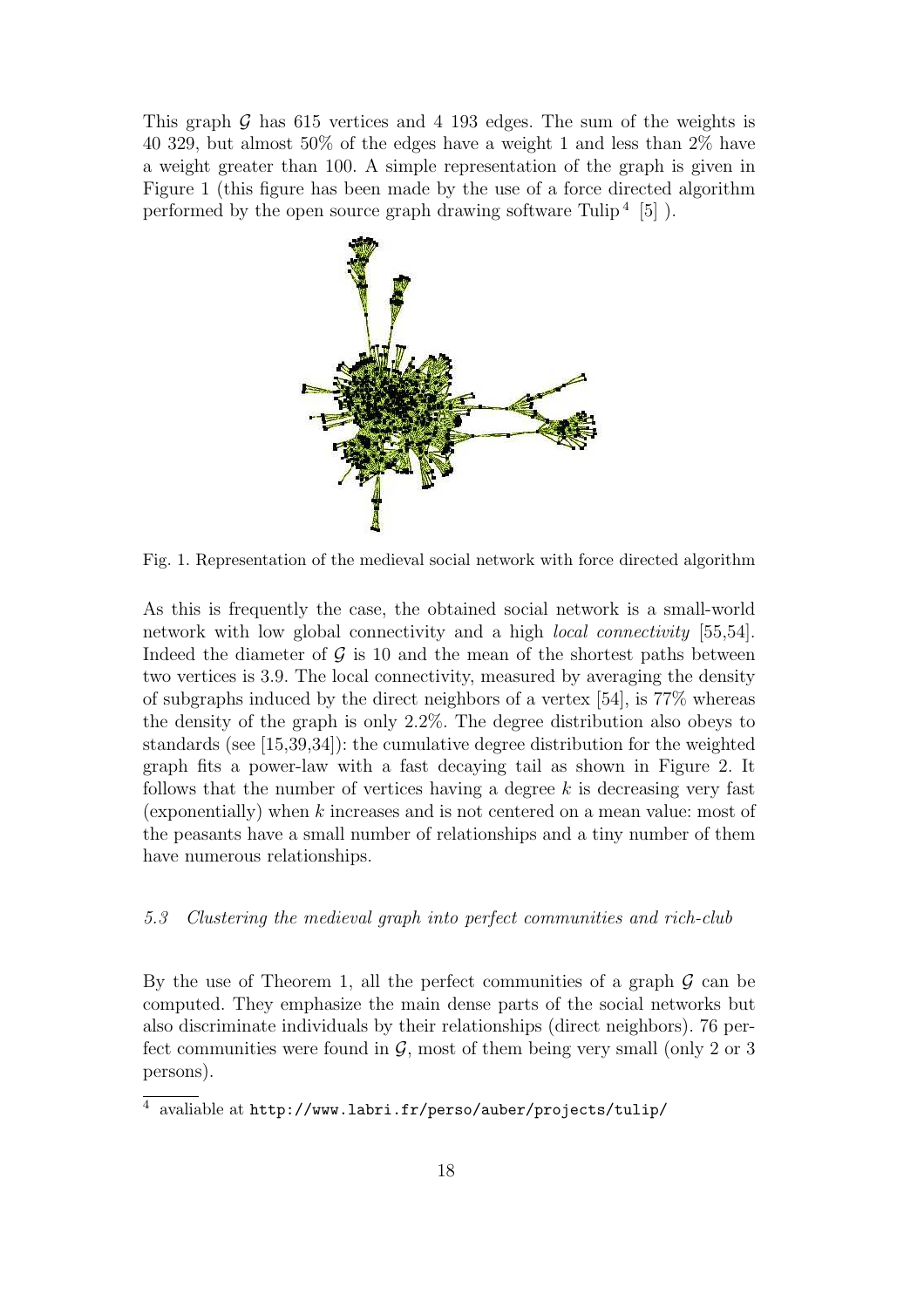This graph $\mathcal{G}$ has 615 vertices and 4 193 edges. The sum of the weights is 40 329, but almost 50% of the edges have a weight 1 and less than 2% have a weight greater than 100. A simple representation of the graph is given in Figure 1 (this figure has been made by the use of a force directed algorithm performed by the open source graph drawing software Tulip [4] [5] ).

Fig. 1. Representation of the medieval social network with force directed algorithm

As this is frequently the case, the obtained social network is a small-world network with low global connectivity and a high *local connectivity* [55,54]. Indeed the diameter of $\mathcal{G}$ is 10 and the mean of the shortest paths between two vertices is 3.9. The local connectivity, measured by averaging the density of subgraphs induced by the direct neighbors of a vertex [54], is 77% whereas the density of the graph is only 2.2%. The degree distribution also obeys to standards (see [15,39,34]): the cumulative degree distribution for the weighted graph fits a power-law with a fast decaying tail as shown in Figure 2. It follows that the number of vertices having a degree $k$ is decreasing very fast (exponentially) when $k$ increases and is not centered on a mean value: most of the peasants have a small number of relationships and a tiny number of them have numerous relationships.

### *5.3 Clustering the medieval graph into perfect communities and rich-club*

By the use of Theorem 1, all the perfect communities of a graph $\mathcal{G}$ can be computed. They emphasize the main dense parts of the social networks but also discriminate individuals by their relationships (direct neighbors). 76 perfect communities were found in $\mathcal{G}$, most of them being very small (only 2 or 3 persons).

[4] avaliable at http://www.labri.fr/perso/auber/projects/tulip/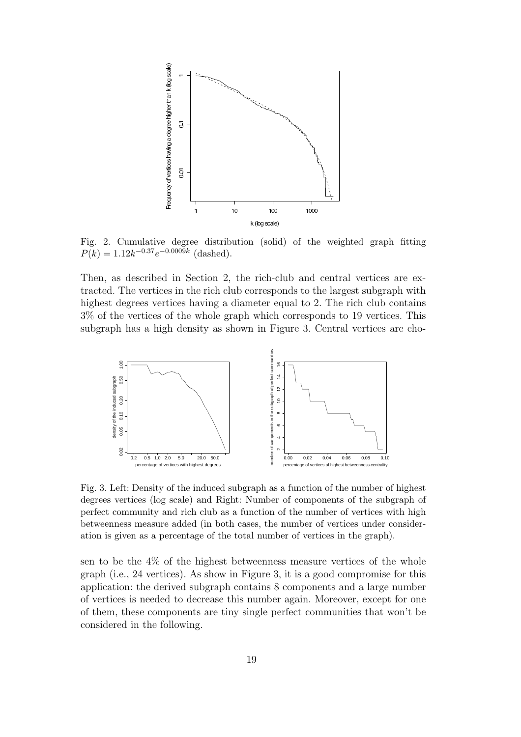Frequency of vertices having a degree higher than k (log scale)

1

0.1

0.01

1 10 100 1000

k (log scale)

Fig. 2. Cumulative degree distribution (solid) of the weighted graph fitting $P(k) = 1.12k^{-0.37}e^{-0.0009k}$ (dashed).

Then, as described in Section 2, the rich-club and central vertices are extracted. The vertices in the rich club corresponds to the largest subgraph with highest degrees vertices having a diameter equal to 2. The rich club contains 3% of the vertices of the whole graph which corresponds to 19 vertices. This subgraph has a high density as shown in Figure 3. Central vertices are cho-

density of the induced subgraph

1.00 0.50 0.20 0.10 0.05 0.02

0.2 0.5 1.0 2.0 5.0 20.0 50.0

percentage of vertices with highest degrees

number of components in the subgraph of perfect communities

16 14 12 10 8 6 4 2

0.00 0.02 0.04 0.06 0.08 0.10

percentage of vertices of highest betweenness centrality

Fig. 3. Left: Density of the induced subgraph as a function of the number of highest degrees vertices (log scale) and Right: Number of components of the subgraph of perfect community and rich club as a function of the number of vertices with high betweenness measure added (in both cases, the number of vertices under consideration is given as a percentage of the total number of vertices in the graph).

sen to be the 4% of the highest betweenness measure vertices of the whole graph (i.e., 24 vertices). As show in Figure 3, it is a good compromise for this application: the derived subgraph contains 8 components and a large number of vertices is needed to decrease this number again. Moreover, except for one of them, these components are tiny single perfect communities that won't be considered in the following.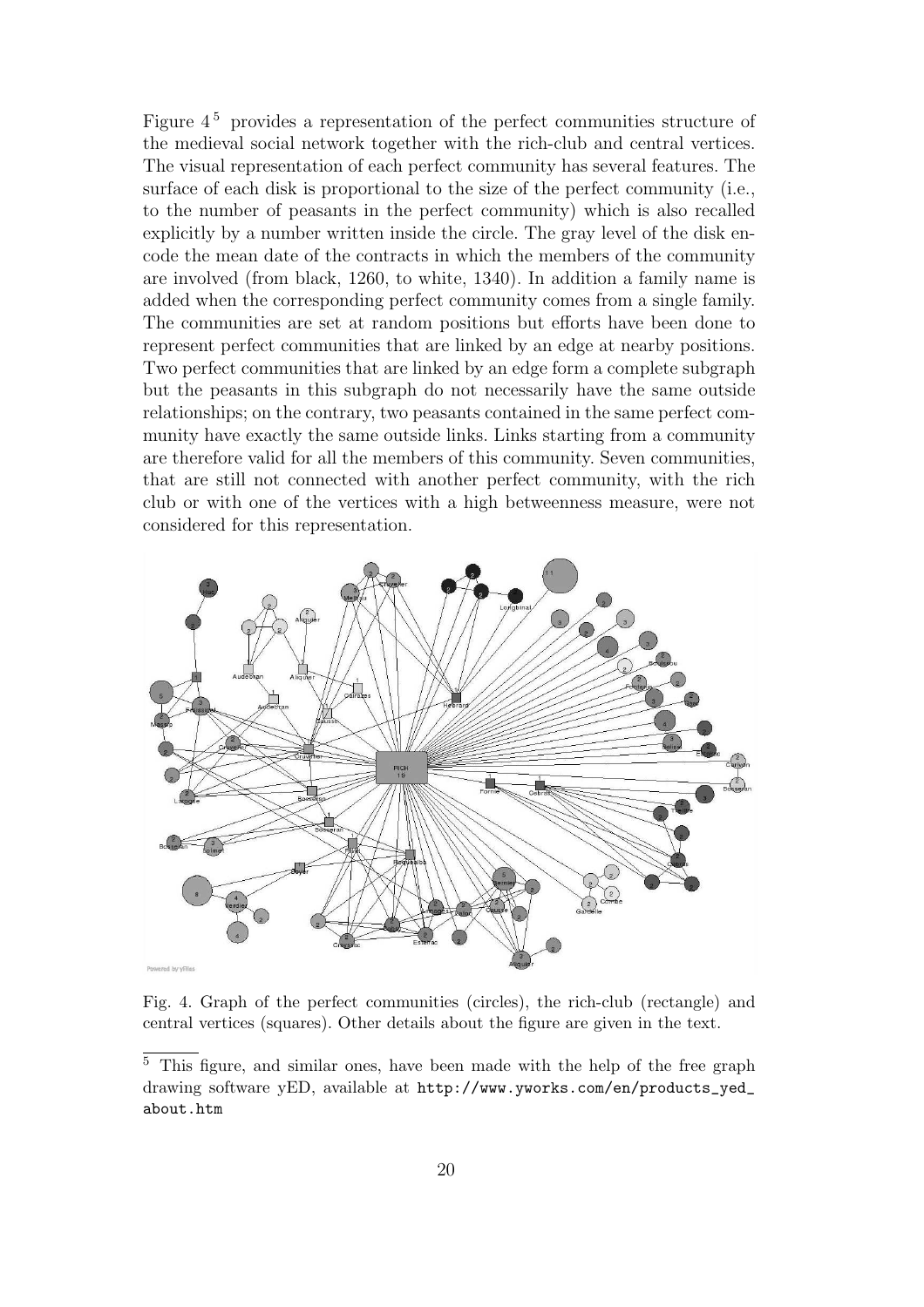Figure 4[5] provides a representation of the perfect communities structure of the medieval social network together with the rich-club and central vertices. The visual representation of each perfect community has several features. The surface of each disk is proportional to the size of the perfect community (i.e., to the number of peasants in the perfect community) which is also recalled explicitly by a number written inside the circle. The gray level of the disk encode the mean date of the contracts in which the members of the community are involved (from black, 1260, to white, 1340). In addition a family name is added when the corresponding perfect community comes from a single family. The communities are set at random positions but efforts have been done to represent perfect communities that are linked by an edge at nearby positions. Two perfect communities that are linked by an edge form a complete subgraph but the peasants in this subgraph do not necessarily have the same outside relationships; on the contrary, two peasants contained in the same perfect community have exactly the same outside links. Links starting from a community are therefore valid for all the members of this community. Seven communities, that are still not connected with another perfect community, with the rich club or with one of the vertices with a high betweenness measure, were not considered for this representation.

Fig. 4. Graph of the perfect communities (circles), the rich-club (rectangle) and central vertices (squares). Other details about the figure are given in the text.

[5] This figure, and similar ones, have been made with the help of the free graph drawing software yED, available at http://www.yworks.com/en/products_yed_about.htm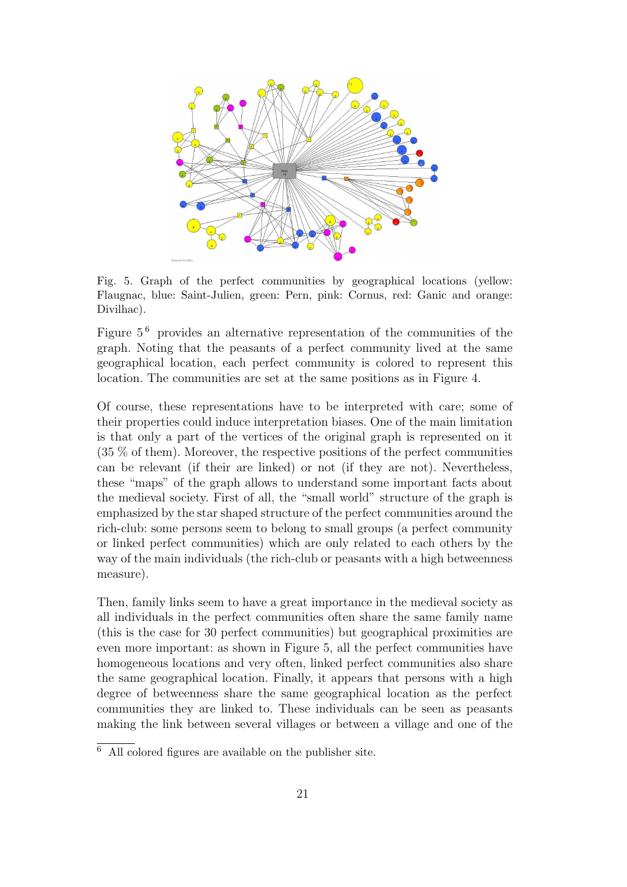Fig. 5. Graph of the perfect communities by geographical locations (yellow: Flaugnac, blue: Saint-Julien, green: Pern, pink: Cornus, red: Ganic and orange: Divilhac).

Figure 5[6] provides an alternative representation of the communities of the graph. Noting that the peasants of a perfect community lived at the same geographical location, each perfect community is colored to represent this location. The communities are set at the same positions as in Figure 4.

Of course, these representations have to be interpreted with care; some of their properties could induce interpretation biases. One of the main limitation is that only a part of the vertices of the original graph is represented on it (35 % of them). Moreover, the respective positions of the perfect communities can be relevant (if their are linked) or not (if they are not). Nevertheless, these "maps" of the graph allows to understand some important facts about the medieval society. First of all, the "small world" structure of the graph is emphasized by the star shaped structure of the perfect communities around the rich-club: some persons seem to belong to small groups (a perfect community or linked perfect communities) which are only related to each others by the way of the main individuals (the rich-club or peasants with a high betweenness measure).

Then, family links seem to have a great importance in the medieval society as all individuals in the perfect communities often share the same family name (this is the case for 30 perfect communities) but geographical proximities are even more important: as shown in Figure 5, all the perfect communities have homogeneous locations and very often, linked perfect communities also share the same geographical location. Finally, it appears that persons with a high degree of betweenness share the same geographical location as the perfect communities they are linked to. These individuals can be seen as peasants making the link between several villages or between a village and one of the

[6] All colored figures are available on the publisher site.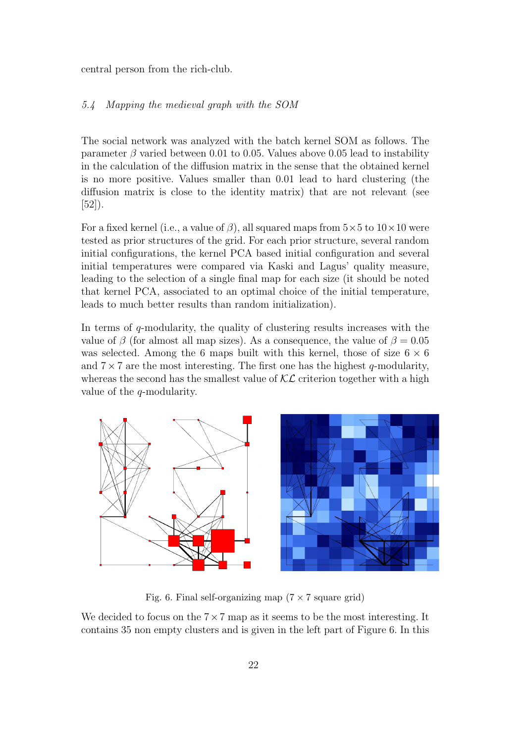central person from the rich-club.

### *5.4 Mapping the medieval graph with the SOM*

The social network was analyzed with the batch kernel SOM as follows. The parameter $\beta$ varied between 0.01 to 0.05. Values above 0.05 lead to instability in the calculation of the diffusion matrix in the sense that the obtained kernel is no more positive. Values smaller than 0.01 lead to hard clustering (the diffusion matrix is close to the identity matrix) that are not relevant (see [52]).

For a fixed kernel (i.e., a value of $\beta$), all squared maps from $5 \times 5$ to $10 \times 10$ were tested as prior structures of the grid. For each prior structure, several random initial configurations, the kernel PCA based initial configuration and several initial temperatures were compared via Kaski and Lagus' quality measure, leading to the selection of a single final map for each size (it should be noted that kernel PCA, associated to an optimal choice of the initial temperature, leads to much better results than random initialization).

In terms of $q$-modularity, the quality of clustering results increases with the value of $\beta$ (for almost all map sizes). As a consequence, the value of $\beta = 0.05$ was selected. Among the 6 maps built with this kernel, those of size $6 \times 6$ and $7 \times 7$ are the most interesting. The first one has the highest $q$-modularity, whereas the second has the smallest value of $\mathcal{KL}$ criterion together with a high value of the $q$-modularity.

Fig. 6. Final self-organizing map ($7 \times 7$ square grid)

We decided to focus on the $7 \times 7$ map as it seems to be the most interesting. It contains 35 non empty clusters and is given in the left part of Figure 6. In this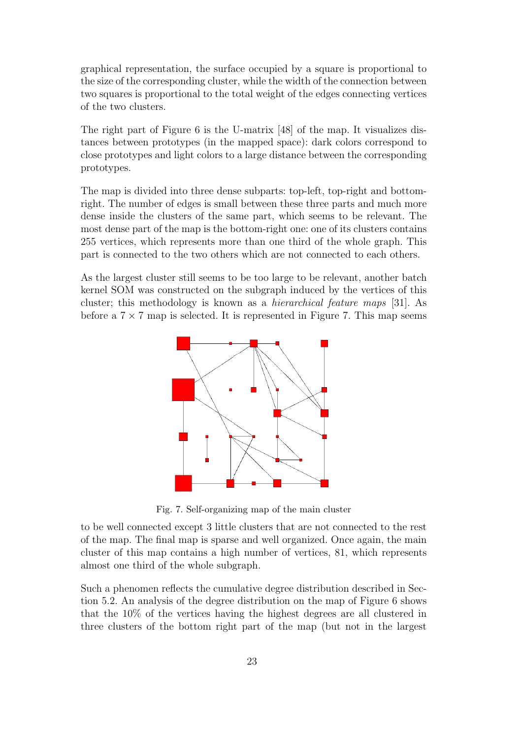graphical representation, the surface occupied by a square is proportional to the size of the corresponding cluster, while the width of the connection between two squares is proportional to the total weight of the edges connecting vertices of the two clusters.

The right part of Figure 6 is the U-matrix [48] of the map. It visualizes distances between prototypes (in the mapped space): dark colors correspond to close prototypes and light colors to a large distance between the corresponding prototypes.

The map is divided into three dense subparts: top-left, top-right and bottom-right. The number of edges is small between these three parts and much more dense inside the clusters of the same part, which seems to be relevant. The most dense part of the map is the bottom-right one: one of its clusters contains 255 vertices, which represents more than one third of the whole graph. This part is connected to the two others which are not connected to each others.

As the largest cluster still seems to be too large to be relevant, another batch kernel SOM was constructed on the subgraph induced by the vertices of this cluster; this methodology is known as a *hierarchical feature maps* [31]. As before a $7 \times 7$ map is selected. It is represented in Figure 7. This map seems

Fig. 7. Self-organizing map of the main cluster

to be well connected except 3 little clusters that are not connected to the rest of the map. The final map is sparse and well organized. Once again, the main cluster of this map contains a high number of vertices, 81, which represents almost one third of the whole subgraph.

Such a phenomen reflects the cumulative degree distribution described in Section 5.2. An analysis of the degree distribution on the map of Figure 6 shows that the 10% of the vertices having the highest degrees are all clustered in three clusters of the bottom right part of the map (but not in the largest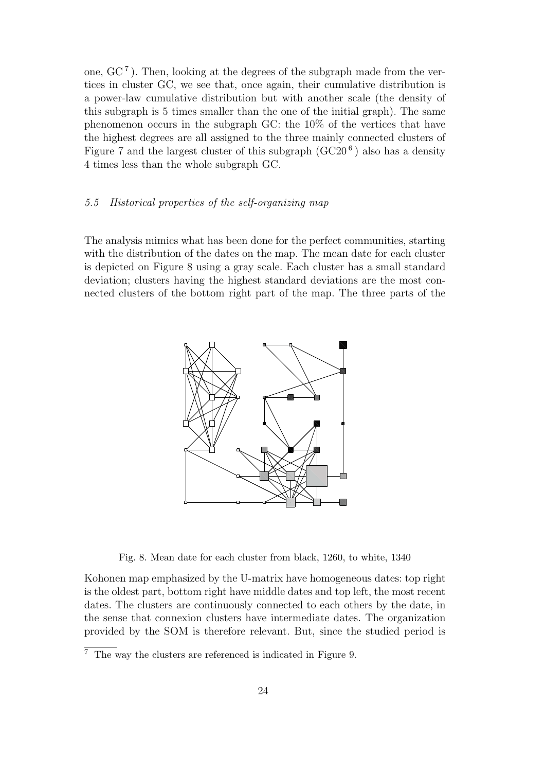one, GC[7]). Then, looking at the degrees of the subgraph made from the vertices in cluster GC, we see that, once again, their cumulative distribution is a power-law cumulative distribution but with another scale (the density of this subgraph is 5 times smaller than the one of the initial graph). The same phenomenon occurs in the subgraph GC: the 10% of the vertices that have the highest degrees are all assigned to the three mainly connected clusters of Figure 7 and the largest cluster of this subgraph (GC20[6]) also has a density 4 times less than the whole subgraph GC.

### 5.5 Historical properties of the self-organizing map

The analysis mimics what has been done for the perfect communities, starting with the distribution of the dates on the map. The mean date for each cluster is depicted on Figure 8 using a gray scale. Each cluster has a small standard deviation; clusters having the highest standard deviations are the most connected clusters of the bottom right part of the map. The three parts of the

Fig. 8. Mean date for each cluster from black, 1260, to white, 1340

Kohonen map emphasized by the U-matrix have homogeneous dates: top right is the oldest part, bottom right have middle dates and top left, the most recent dates. The clusters are continuously connected to each others by the date, in the sense that connexion clusters have intermediate dates. The organization provided by the SOM is therefore relevant. But, since the studied period is

[7] The way the clusters are referenced is indicated in Figure 9.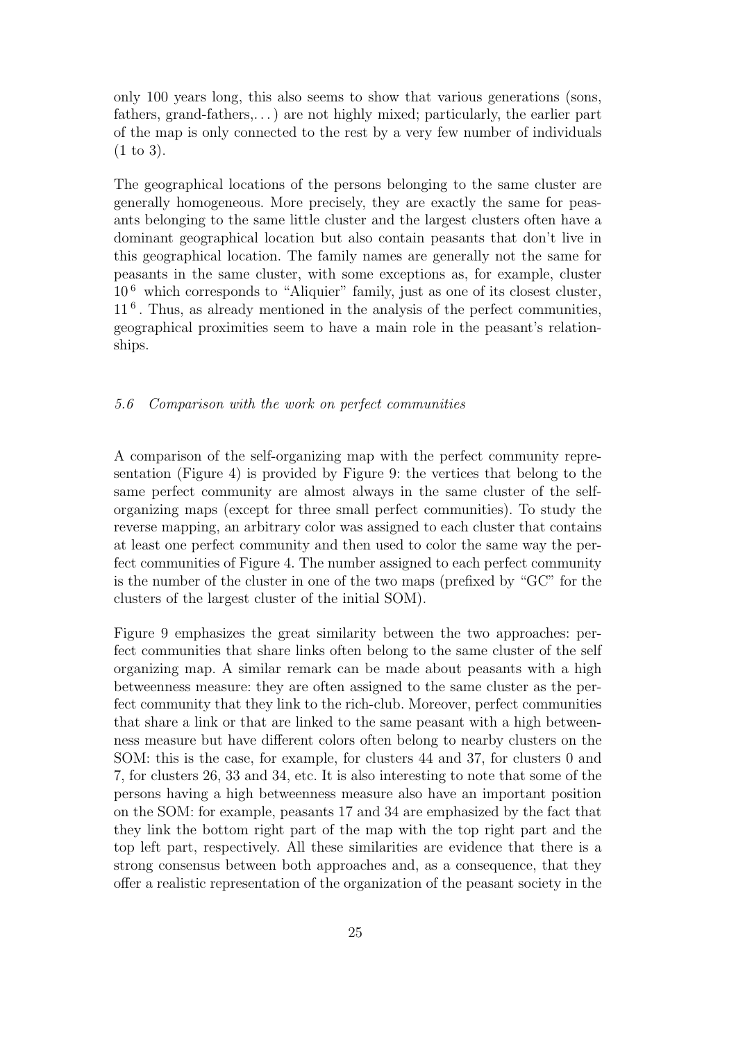only 100 years long, this also seems to show that various generations (sons, fathers, grand-fathers,. . . ) are not highly mixed; particularly, the earlier part of the map is only connected to the rest by a very few number of individuals (1 to 3).

The geographical locations of the persons belonging to the same cluster are generally homogeneous. More precisely, they are exactly the same for peasants belonging to the same little cluster and the largest clusters often have a dominant geographical location but also contain peasants that don't live in this geographical location. The family names are generally not the same for peasants in the same cluster, with some exceptions as, for example, cluster $10^6$ which corresponds to "Aliquier" family, just as one of its closest cluster, $11^6$. Thus, as already mentioned in the analysis of the perfect communities, geographical proximities seem to have a main role in the peasant's relationships.

### *5.6 Comparison with the work on perfect communities*

A comparison of the self-organizing map with the perfect community representation (Figure 4) is provided by Figure 9: the vertices that belong to the same perfect community are almost always in the same cluster of the self-organizing maps (except for three small perfect communities). To study the reverse mapping, an arbitrary color was assigned to each cluster that contains at least one perfect community and then used to color the same way the perfect communities of Figure 4. The number assigned to each perfect community is the number of the cluster in one of the two maps (prefixed by "GC" for the clusters of the largest cluster of the initial SOM).

Figure 9 emphasizes the great similarity between the two approaches: perfect communities that share links often belong to the same cluster of the self organizing map. A similar remark can be made about peasants with a high betweenness measure: they are often assigned to the same cluster as the perfect community that they link to the rich-club. Moreover, perfect communities that share a link or that are linked to the same peasant with a high betweenness measure but have different colors often belong to nearby clusters on the SOM: this is the case, for example, for clusters 44 and 37, for clusters 0 and 7, for clusters 26, 33 and 34, etc. It is also interesting to note that some of the persons having a high betweenness measure also have an important position on the SOM: for example, peasants 17 and 34 are emphasized by the fact that they link the bottom right part of the map with the top right part and the top left part, respectively. All these similarities are evidence that there is a strong consensus between both approaches and, as a consequence, that they offer a realistic representation of the organization of the peasant society in the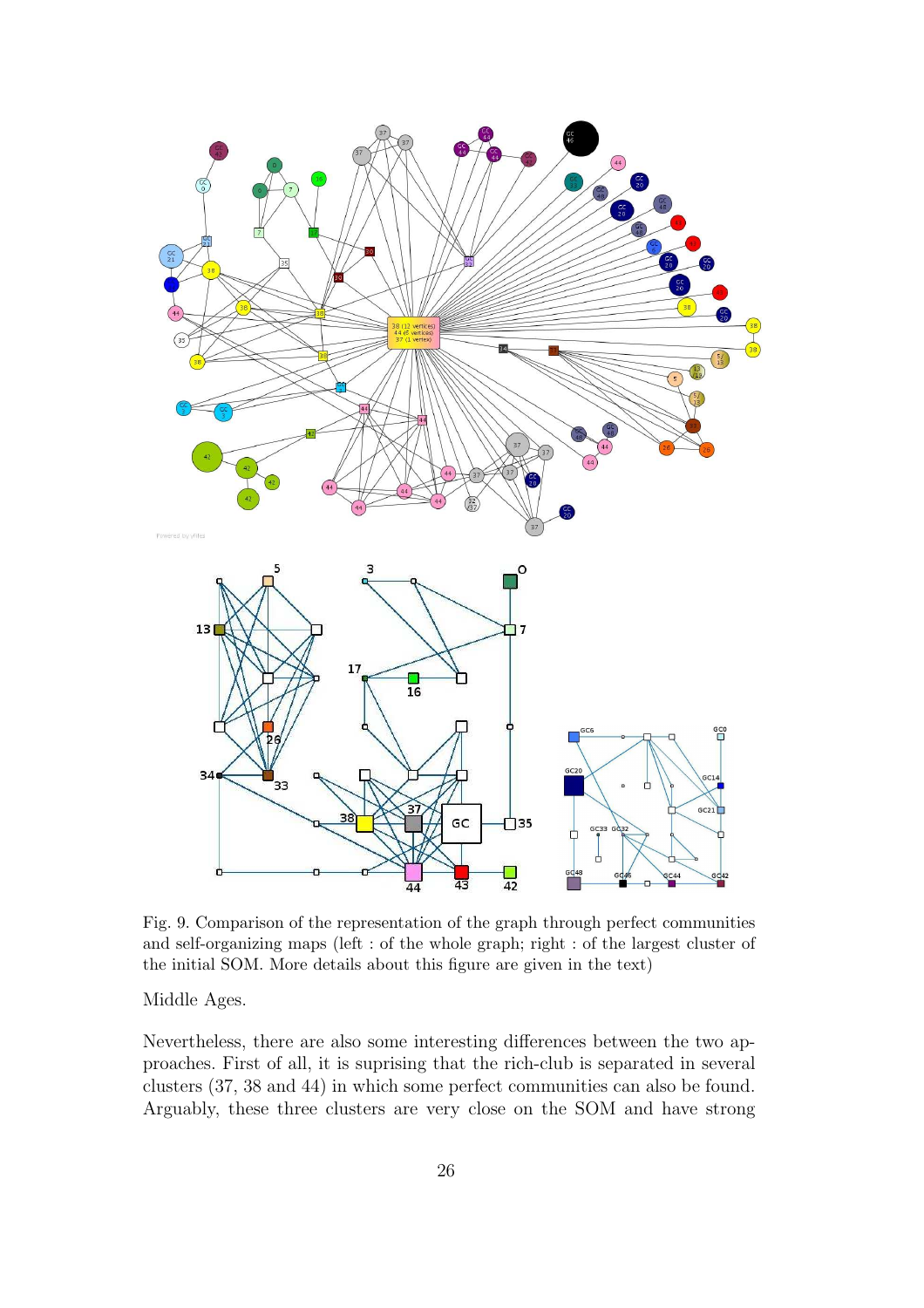Fig. 9. Comparison of the representation of the graph through perfect communities and self-organizing maps (left : of the whole graph; right : of the largest cluster of the initial SOM. More details about this figure are given in the text)

Middle Ages.

Nevertheless, there are also some interesting differences between the two approaches. First of all, it is suprising that the rich-club is separated in several clusters (37, 38 and 44) in which some perfect communities can also be found. Arguably, these three clusters are very close on the SOM and have strong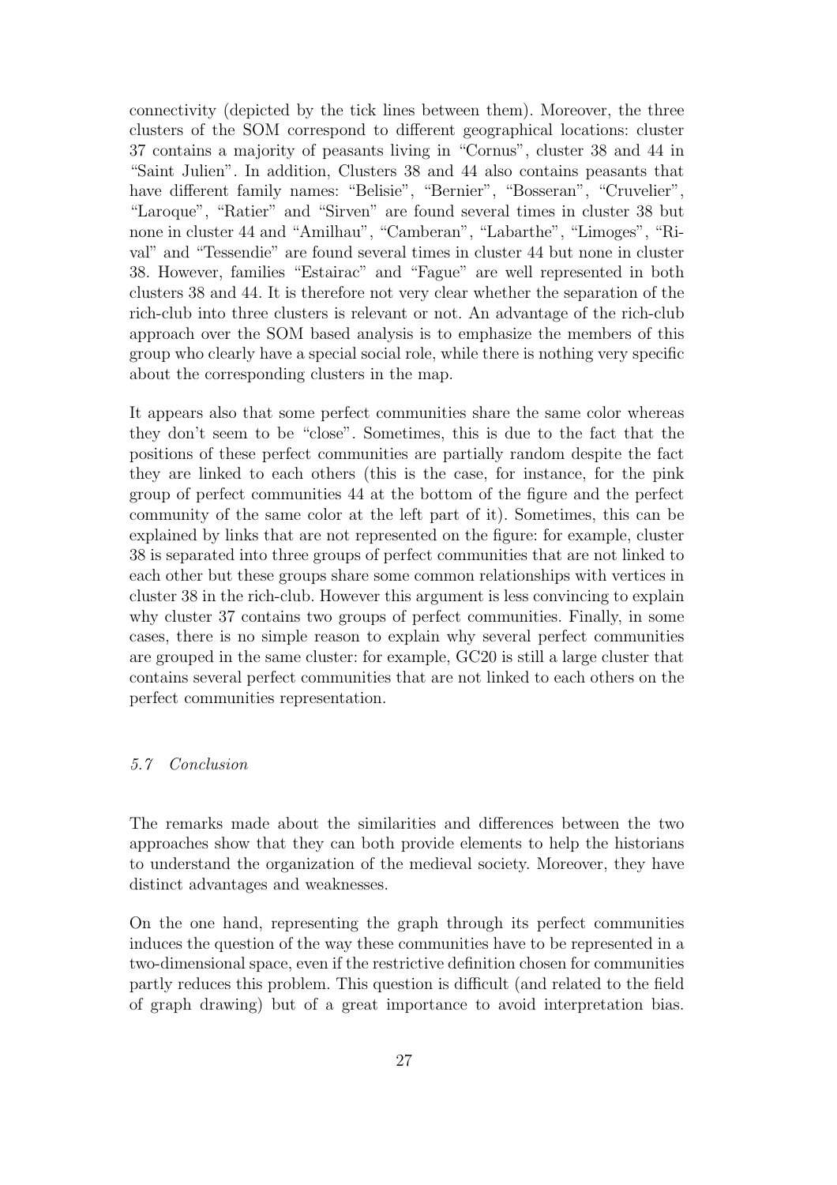connectivity (depicted by the tick lines between them). Moreover, the three clusters of the SOM correspond to different geographical locations: cluster 37 contains a majority of peasants living in "Cornus", cluster 38 and 44 in "Saint Julien". In addition, Clusters 38 and 44 also contains peasants that have different family names: "Belisie", "Bernier", "Bosseran", "Cruvelier", "Laroque", "Ratier" and "Sirven" are found several times in cluster 38 but none in cluster 44 and "Amilhau", "Camberan", "Labarthe", "Limoges", "Rival" and "Tessendie" are found several times in cluster 44 but none in cluster 38. However, families "Estairac" and "Fague" are well represented in both clusters 38 and 44. It is therefore not very clear whether the separation of the rich-club into three clusters is relevant or not. An advantage of the rich-club approach over the SOM based analysis is to emphasize the members of this group who clearly have a special social role, while there is nothing very specific about the corresponding clusters in the map.

It appears also that some perfect communities share the same color whereas they don't seem to be "close". Sometimes, this is due to the fact that the positions of these perfect communities are partially random despite the fact they are linked to each others (this is the case, for instance, for the pink group of perfect communities 44 at the bottom of the figure and the perfect community of the same color at the left part of it). Sometimes, this can be explained by links that are not represented on the figure: for example, cluster 38 is separated into three groups of perfect communities that are not linked to each other but these groups share some common relationships with vertices in cluster 38 in the rich-club. However this argument is less convincing to explain why cluster 37 contains two groups of perfect communities. Finally, in some cases, there is no simple reason to explain why several perfect communities are grouped in the same cluster: for example, GC20 is still a large cluster that contains several perfect communities that are not linked to each others on the perfect communities representation.

### *5.7 Conclusion*

The remarks made about the similarities and differences between the two approaches show that they can both provide elements to help the historians to understand the organization of the medieval society. Moreover, they have distinct advantages and weaknesses.

On the one hand, representing the graph through its perfect communities induces the question of the way these communities have to be represented in a two-dimensional space, even if the restrictive definition chosen for communities partly reduces this problem. This question is difficult (and related to the field of graph drawing) but of a great importance to avoid interpretation bias.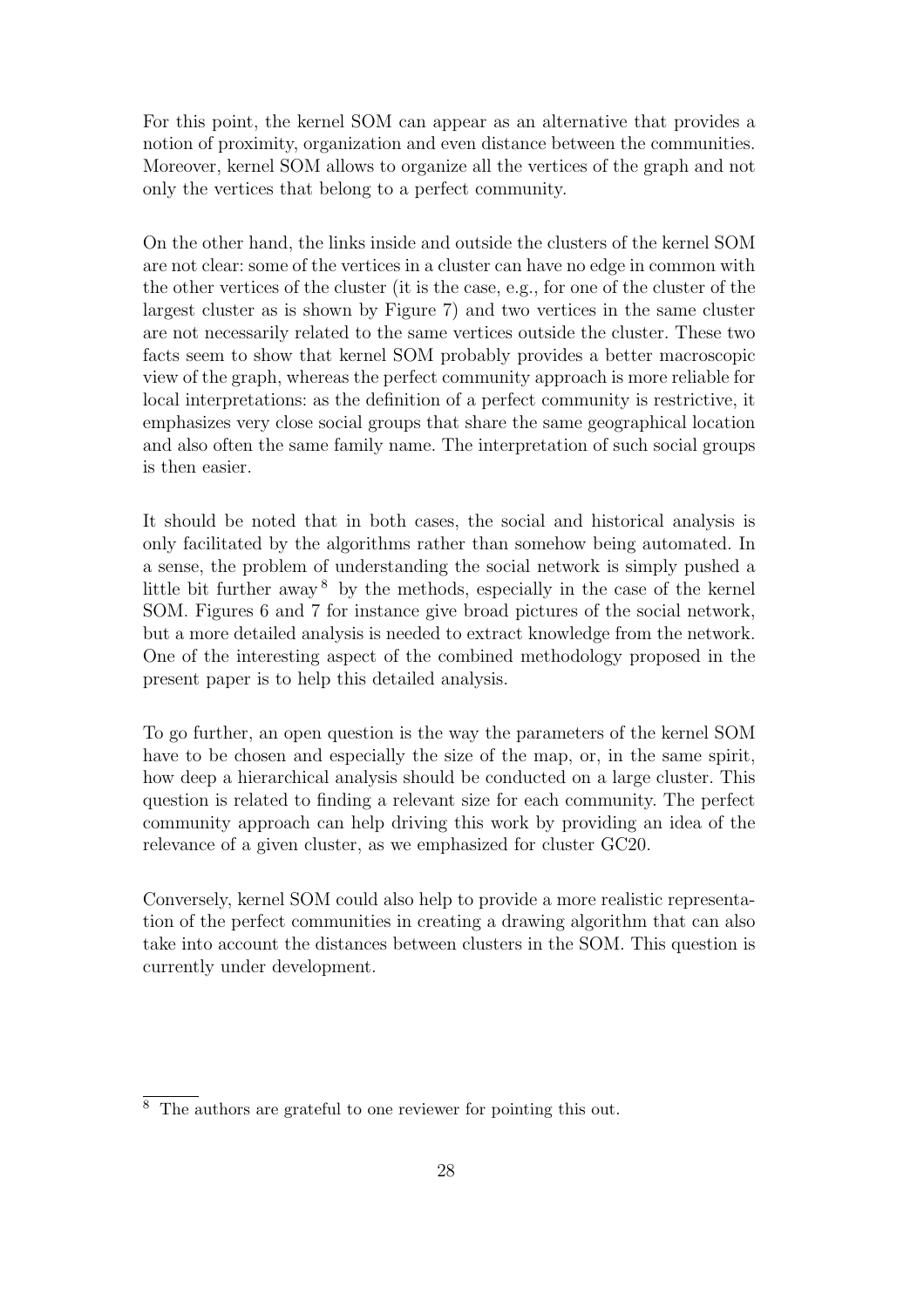For this point, the kernel SOM can appear as an alternative that provides a notion of proximity, organization and even distance between the communities. Moreover, kernel SOM allows to organize all the vertices of the graph and not only the vertices that belong to a perfect community.

On the other hand, the links inside and outside the clusters of the kernel SOM are not clear: some of the vertices in a cluster can have no edge in common with the other vertices of the cluster (it is the case, e.g., for one of the cluster of the largest cluster as is shown by Figure 7) and two vertices in the same cluster are not necessarily related to the same vertices outside the cluster. These two facts seem to show that kernel SOM probably provides a better macroscopic view of the graph, whereas the perfect community approach is more reliable for local interpretations: as the definition of a perfect community is restrictive, it emphasizes very close social groups that share the same geographical location and also often the same family name. The interpretation of such social groups is then easier.

It should be noted that in both cases, the social and historical analysis is only facilitated by the algorithms rather than somehow being automated. In a sense, the problem of understanding the social network is simply pushed a little bit further away [8] by the methods, especially in the case of the kernel SOM. Figures 6 and 7 for instance give broad pictures of the social network, but a more detailed analysis is needed to extract knowledge from the network. One of the interesting aspect of the combined methodology proposed in the present paper is to help this detailed analysis.

To go further, an open question is the way the parameters of the kernel SOM have to be chosen and especially the size of the map, or, in the same spirit, how deep a hierarchical analysis should be conducted on a large cluster. This question is related to finding a relevant size for each community. The perfect community approach can help driving this work by providing an idea of the relevance of a given cluster, as we emphasized for cluster GC20.

Conversely, kernel SOM could also help to provide a more realistic representation of the perfect communities in creating a drawing algorithm that can also take into account the distances between clusters in the SOM. This question is currently under development.

[8] The authors are grateful to one reviewer for pointing this out.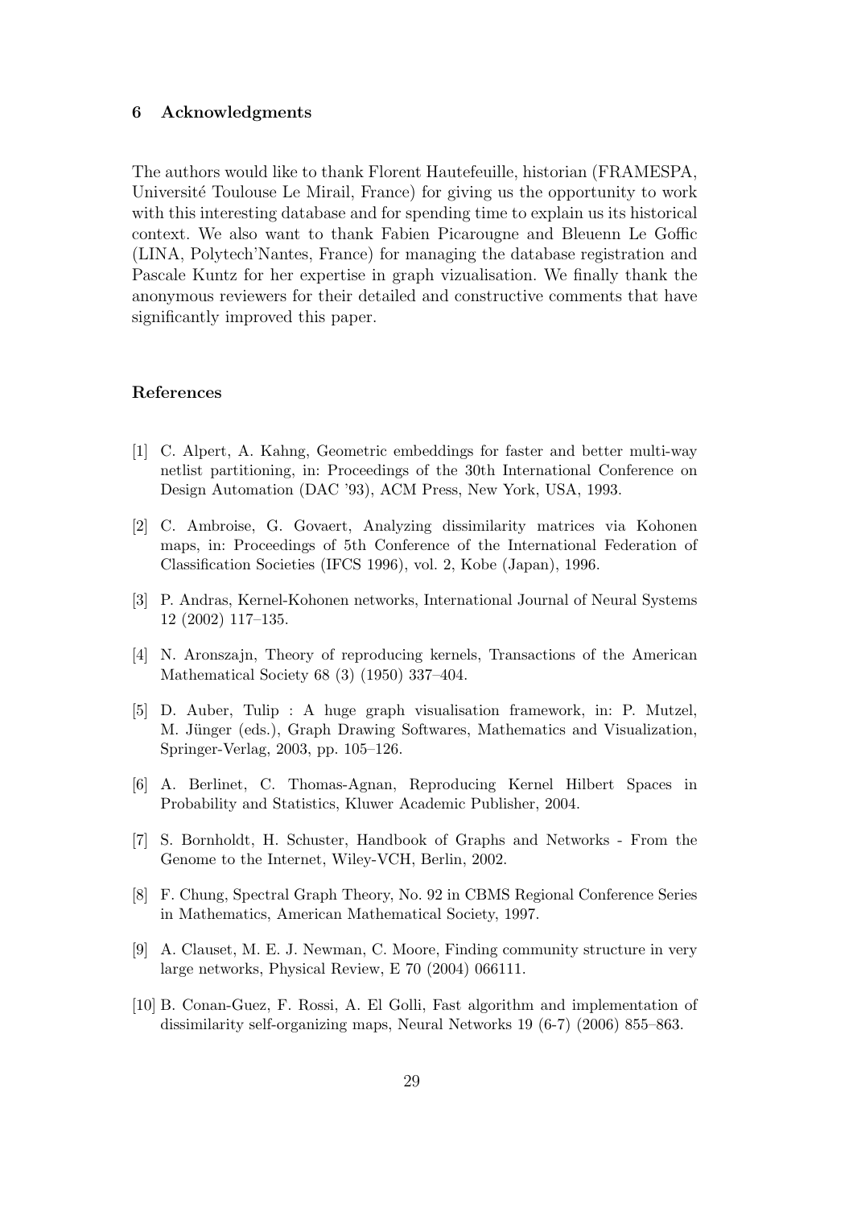## 6 Acknowledgments

The authors would like to thank Florent Hautefeuille, historian (FRAMESPA, Université Toulouse Le Mirail, France) for giving us the opportunity to work with this interesting database and for spending time to explain us its historical context. We also want to thank Fabien Picarougne and Bleuenn Le Goffic (LINA, Polytech'Nantes, France) for managing the database registration and Pascale Kuntz for her expertise in graph vizualisation. We finally thank the anonymous reviewers for their detailed and constructive comments that have significantly improved this paper.

## References

[1] C. Alpert, A. Kahng, Geometric embeddings for faster and better multi-way netlist partitioning, in: Proceedings of the 30th International Conference on Design Automation (DAC '93), ACM Press, New York, USA, 1993.

[2] C. Ambroise, G. Govaert, Analyzing dissimilarity matrices via Kohonen maps, in: Proceedings of 5th Conference of the International Federation of Classification Societies (IFCS 1996), vol. 2, Kobe (Japan), 1996.

[3] P. Andras, Kernel-Kohonen networks, International Journal of Neural Systems 12 (2002) 117–135.

[4] N. Aronszajn, Theory of reproducing kernels, Transactions of the American Mathematical Society 68 (3) (1950) 337–404.

[5] D. Auber, Tulip : A huge graph visualisation framework, in: P. Mutzel, M. Jünger (eds.), Graph Drawing Softwares, Mathematics and Visualization, Springer-Verlag, 2003, pp. 105–126.

[6] A. Berlinet, C. Thomas-Agnan, Reproducing Kernel Hilbert Spaces in Probability and Statistics, Kluwer Academic Publisher, 2004.

[7] S. Bornholdt, H. Schuster, Handbook of Graphs and Networks - From the Genome to the Internet, Wiley-VCH, Berlin, 2002.

[8] F. Chung, Spectral Graph Theory, No. 92 in CBMS Regional Conference Series in Mathematics, American Mathematical Society, 1997.

[9] A. Clauset, M. E. J. Newman, C. Moore, Finding community structure in very large networks, Physical Review, E 70 (2004) 066111.

[10] B. Conan-Guez, F. Rossi, A. El Golli, Fast algorithm and implementation of dissimilarity self-organizing maps, Neural Networks 19 (6-7) (2006) 855–863.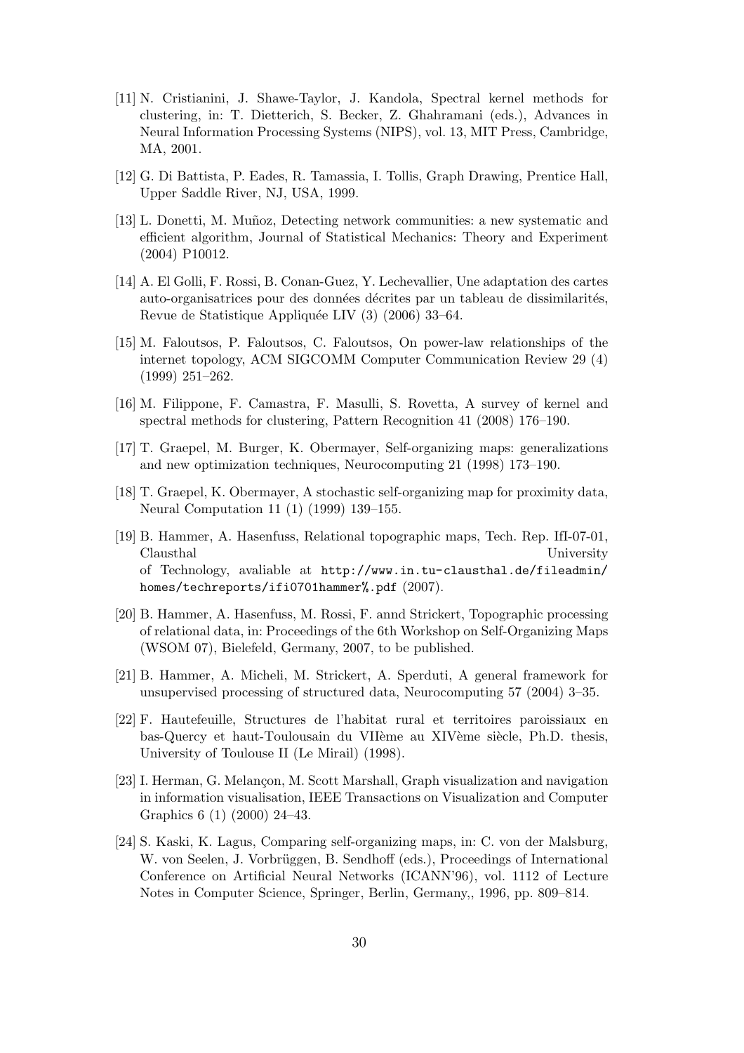[11] N. Cristianini, J. Shawe-Taylor, J. Kandola, Spectral kernel methods for clustering, in: T. Dietterich, S. Becker, Z. Ghahramani (eds.), Advances in Neural Information Processing Systems (NIPS), vol. 13, MIT Press, Cambridge, MA, 2001.

[12] G. Di Battista, P. Eades, R. Tamassia, I. Tollis, Graph Drawing, Prentice Hall, Upper Saddle River, NJ, USA, 1999.

[13] L. Donetti, M. Muñoz, Detecting network communities: a new systematic and efficient algorithm, Journal of Statistical Mechanics: Theory and Experiment (2004) P10012.

[14] A. El Golli, F. Rossi, B. Conan-Guez, Y. Lechevallier, Une adaptation des cartes auto-organisatrices pour des données décrites par un tableau de dissimilarités, Revue de Statistique Appliquée LIV (3) (2006) 33–64.

[15] M. Faloutsos, P. Faloutsos, C. Faloutsos, On power-law relationships of the internet topology, ACM SIGCOMM Computer Communication Review 29 (4) (1999) 251–262.

[16] M. Filippone, F. Camastra, F. Masulli, S. Rovetta, A survey of kernel and spectral methods for clustering, Pattern Recognition 41 (2008) 176–190.

[17] T. Graepel, M. Burger, K. Obermayer, Self-organizing maps: generalizations and new optimization techniques, Neurocomputing 21 (1998) 173–190.

[18] T. Graepel, K. Obermayer, A stochastic self-organizing map for proximity data, Neural Computation 11 (1) (1999) 139–155.

[19] B. Hammer, A. Hasenfuss, Relational topographic maps, Tech. Rep. IfI-07-01, Clausthal University of Technology, avaliable at `http://www.in.tu-clausthal.de/fileadmin/homes/techreports/ifi0701hammer%.pdf` (2007).

[20] B. Hammer, A. Hasenfuss, M. Rossi, F. annd Strickert, Topographic processing of relational data, in: Proceedings of the 6th Workshop on Self-Organizing Maps (WSOM 07), Bielefeld, Germany, 2007, to be published.

[21] B. Hammer, A. Micheli, M. Strickert, A. Sperduti, A general framework for unsupervised processing of structured data, Neurocomputing 57 (2004) 3–35.

[22] F. Hautefeuille, Structures de l'habitat rural et territoires paroissiaux en bas-Quercy et haut-Toulousain du VIIème au XIVème siècle, Ph.D. thesis, University of Toulouse II (Le Mirail) (1998).

[23] I. Herman, G. Melançon, M. Scott Marshall, Graph visualization and navigation in information visualisation, IEEE Transactions on Visualization and Computer Graphics 6 (1) (2000) 24–43.

[24] S. Kaski, K. Lagus, Comparing self-organizing maps, in: C. von der Malsburg, W. von Seelen, J. Vorbrüggen, B. Sendhoff (eds.), Proceedings of International Conference on Artificial Neural Networks (ICANN'96), vol. 1112 of Lecture Notes in Computer Science, Springer, Berlin, Germany,, 1996, pp. 809–814.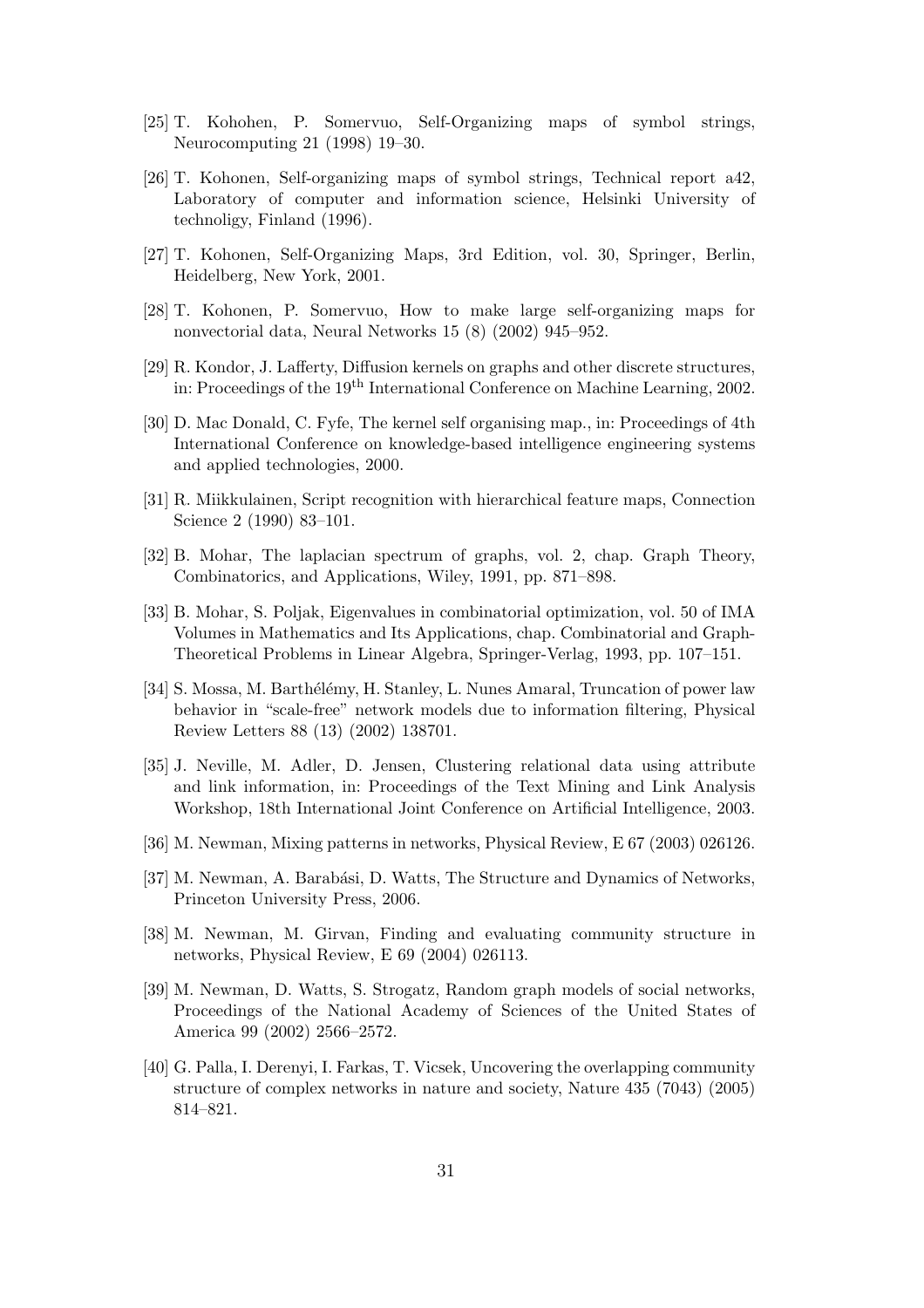[25] T. Kohohen, P. Somervuo, Self-Organizing maps of symbol strings, Neurocomputing 21 (1998) 19–30.

[26] T. Kohonen, Self-organizing maps of symbol strings, Technical report a42, Laboratory of computer and information science, Helsinki University of technoligy, Finland (1996).

[27] T. Kohonen, Self-Organizing Maps, 3rd Edition, vol. 30, Springer, Berlin, Heidelberg, New York, 2001.

[28] T. Kohonen, P. Somervuo, How to make large self-organizing maps for nonvectorial data, Neural Networks 15 (8) (2002) 945–952.

[29] R. Kondor, J. Lafferty, Diffusion kernels on graphs and other discrete structures, in: Proceedings of the $19^{\text{th}}$ International Conference on Machine Learning, 2002.

[30] D. Mac Donald, C. Fyfe, The kernel self organising map., in: Proceedings of 4th International Conference on knowledge-based intelligence engineering systems and applied technologies, 2000.

[31] R. Miikkulainen, Script recognition with hierarchical feature maps, Connection Science 2 (1990) 83–101.

[32] B. Mohar, The laplacian spectrum of graphs, vol. 2, chap. Graph Theory, Combinatorics, and Applications, Wiley, 1991, pp. 871–898.

[33] B. Mohar, S. Poljak, Eigenvalues in combinatorial optimization, vol. 50 of IMA Volumes in Mathematics and Its Applications, chap. Combinatorial and Graph-Theoretical Problems in Linear Algebra, Springer-Verlag, 1993, pp. 107–151.

[34] S. Mossa, M. Barthélémy, H. Stanley, L. Nunes Amaral, Truncation of power law behavior in "scale-free" network models due to information filtering, Physical Review Letters 88 (13) (2002) 138701.

[35] J. Neville, M. Adler, D. Jensen, Clustering relational data using attribute and link information, in: Proceedings of the Text Mining and Link Analysis Workshop, 18th International Joint Conference on Artificial Intelligence, 2003.

[36] M. Newman, Mixing patterns in networks, Physical Review, E 67 (2003) 026126.

[37] M. Newman, A. Barabási, D. Watts, The Structure and Dynamics of Networks, Princeton University Press, 2006.

[38] M. Newman, M. Girvan, Finding and evaluating community structure in networks, Physical Review, E 69 (2004) 026113.

[39] M. Newman, D. Watts, S. Strogatz, Random graph models of social networks, Proceedings of the National Academy of Sciences of the United States of America 99 (2002) 2566–2572.

[40] G. Palla, I. Derenyi, I. Farkas, T. Vicsek, Uncovering the overlapping community structure of complex networks in nature and society, Nature 435 (7043) (2005) 814–821.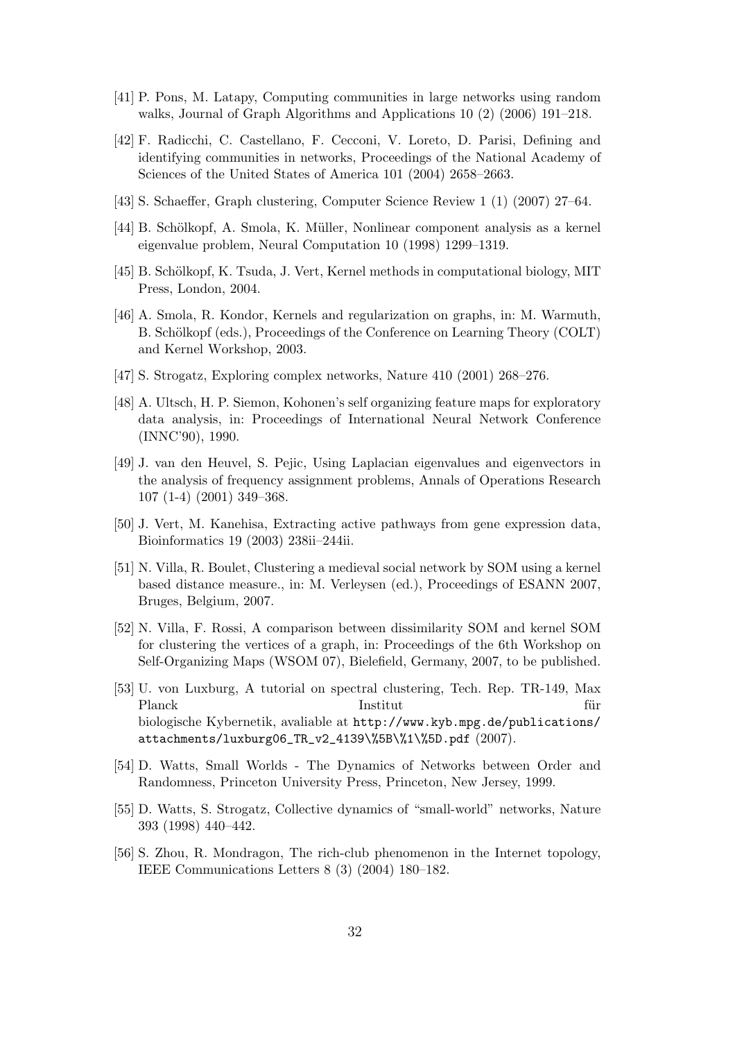[41] P. Pons, M. Latapy, Computing communities in large networks using random walks, Journal of Graph Algorithms and Applications 10 (2) (2006) 191–218.

[42] F. Radicchi, C. Castellano, F. Cecconi, V. Loreto, D. Parisi, Defining and identifying communities in networks, Proceedings of the National Academy of Sciences of the United States of America 101 (2004) 2658–2663.

[43] S. Schaeffer, Graph clustering, Computer Science Review 1 (1) (2007) 27–64.

[44] B. Schölkopf, A. Smola, K. Müller, Nonlinear component analysis as a kernel eigenvalue problem, Neural Computation 10 (1998) 1299–1319.

[45] B. Schölkopf, K. Tsuda, J. Vert, Kernel methods in computational biology, MIT Press, London, 2004.

[46] A. Smola, R. Kondor, Kernels and regularization on graphs, in: M. Warmuth, B. Schölkopf (eds.), Proceedings of the Conference on Learning Theory (COLT) and Kernel Workshop, 2003.

[47] S. Strogatz, Exploring complex networks, Nature 410 (2001) 268–276.

[48] A. Ultsch, H. P. Siemon, Kohonen's self organizing feature maps for exploratory data analysis, in: Proceedings of International Neural Network Conference (INNC'90), 1990.

[49] J. van den Heuvel, S. Pejic, Using Laplacian eigenvalues and eigenvectors in the analysis of frequency assignment problems, Annals of Operations Research 107 (1-4) (2001) 349–368.

[50] J. Vert, M. Kanehisa, Extracting active pathways from gene expression data, Bioinformatics 19 (2003) 238ii–244ii.

[51] N. Villa, R. Boulet, Clustering a medieval social network by SOM using a kernel based distance measure., in: M. Verleysen (ed.), Proceedings of ESANN 2007, Bruges, Belgium, 2007.

[52] N. Villa, F. Rossi, A comparison between dissimilarity SOM and kernel SOM for clustering the vertices of a graph, in: Proceedings of the 6th Workshop on Self-Organizing Maps (WSOM 07), Bielefield, Germany, 2007, to be published.

[53] U. von Luxburg, A tutorial on spectral clustering, Tech. Rep. TR-149, Max Planck Institut für biologische Kybernetik, avaliable at http://www.kyb.mpg.de/publications/attachments/luxburg06_TR_v2_4139\%5B\%1\%5D.pdf (2007).

[54] D. Watts, Small Worlds - The Dynamics of Networks between Order and Randomness, Princeton University Press, Princeton, New Jersey, 1999.

[55] D. Watts, S. Strogatz, Collective dynamics of "small-world" networks, Nature 393 (1998) 440–442.

[56] S. Zhou, R. Mondragon, The rich-club phenomenon in the Internet topology, IEEE Communications Letters 8 (3) (2004) 180–182.